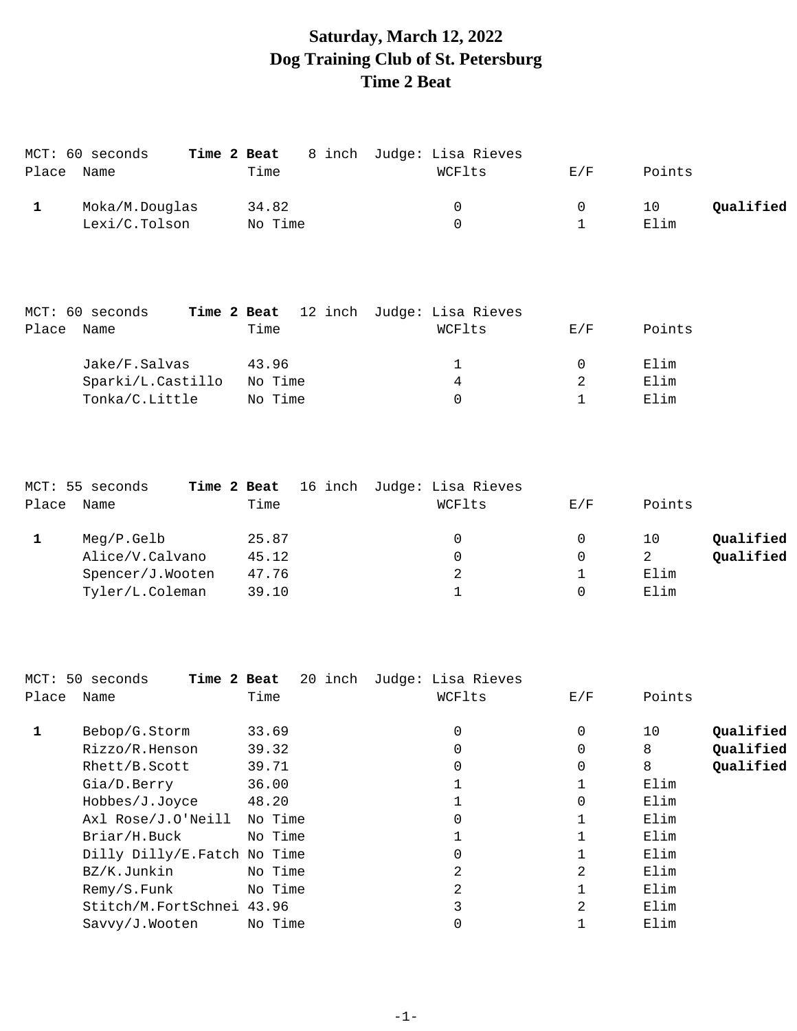# Saturday, March 12, 2022
# Dog Training Club of St. Petersburg
# Time 2 Beat

MCT: 60 seconds **Time 2 Beat** 8 inch Judge: Lisa Rieves

| Place | Name | Time | WCFlts | E/F | Points | |
|---|---|---|---|---|---|---|
| **1** | Moka/M.Douglas | 34.82 | 0 | 0 | 10 | **Qualified** |
| | Lexi/C.Tolson | No Time | 0 | 1 | Elim | |

MCT: 60 seconds **Time 2 Beat** 12 inch Judge: Lisa Rieves

| Place | Name | Time | WCFlts | E/F | Points | |
|---|---|---|---|---|---|---|
| | Jake/F.Salvas | 43.96 | 1 | 0 | Elim | |
| | Sparki/L.Castillo | No Time | 4 | 2 | Elim | |
| | Tonka/C.Little | No Time | 0 | 1 | Elim | |

MCT: 55 seconds **Time 2 Beat** 16 inch Judge: Lisa Rieves

| Place | Name | Time | WCFlts | E/F | Points | |
|---|---|---|---|---|---|---|
| **1** | Meg/P.Gelb | 25.87 | 0 | 0 | 10 | **Qualified** |
| | Alice/V.Calvano | 45.12 | 0 | 0 | 2 | **Qualified** |
| | Spencer/J.Wooten | 47.76 | 2 | 1 | Elim | |
| | Tyler/L.Coleman | 39.10 | 1 | 0 | Elim | |

MCT: 50 seconds **Time 2 Beat** 20 inch Judge: Lisa Rieves

| Place | Name | Time | WCFlts | E/F | Points | |
|---|---|---|---|---|---|---|
| **1** | Bebop/G.Storm | 33.69 | 0 | 0 | 10 | **Qualified** |
| | Rizzo/R.Henson | 39.32 | 0 | 0 | 8 | **Qualified** |
| | Rhett/B.Scott | 39.71 | 0 | 0 | 8 | **Qualified** |
| | Gia/D.Berry | 36.00 | 1 | 1 | Elim | |
| | Hobbes/J.Joyce | 48.20 | 1 | 0 | Elim | |
| | Axl Rose/J.O'Neill | No Time | 0 | 1 | Elim | |
| | Briar/H.Buck | No Time | 1 | 1 | Elim | |
| | Dilly Dilly/E.Fatch | No Time | 0 | 1 | Elim | |
| | BZ/K.Junkin | No Time | 2 | 2 | Elim | |
| | Remy/S.Funk | No Time | 2 | 1 | Elim | |
| | Stitch/M.FortSchnei | 43.96 | 3 | 2 | Elim | |
| | Savvy/J.Wooten | No Time | 0 | 1 | Elim | |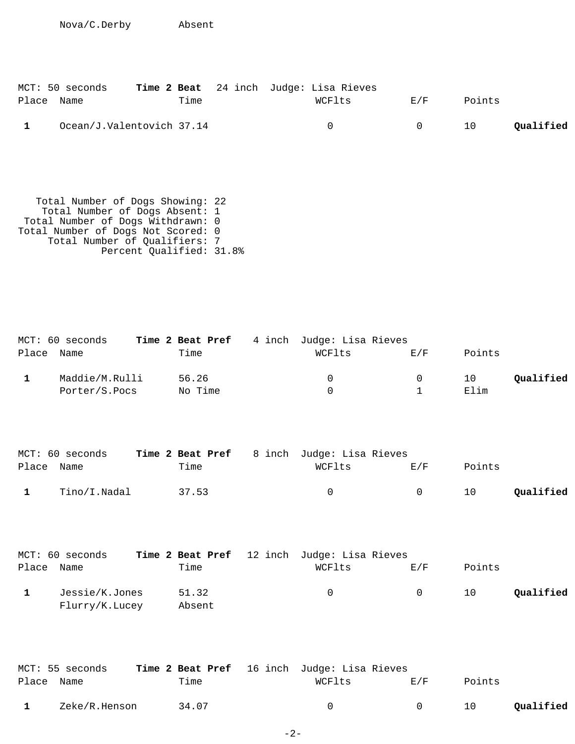Nova/C.Derby Absent

MCT: 50 seconds **Time 2 Beat** 24 inch Judge: Lisa Rieves

| Place | Name | Time | WCFlts | E/F | Points | |
|---|---|---|---|---|---|---|
| **1** | Ocean/J.Valentovich | 37.14 | 0 | 0 | 10 | **Qualified** |

Total Number of Dogs Showing: 22
Total Number of Dogs Absent: 1
Total Number of Dogs Withdrawn: 0
Total Number of Dogs Not Scored: 0
Total Number of Qualifiers: 7
Percent Qualified: 31.8%

MCT: 60 seconds **Time 2 Beat Pref** 4 inch Judge: Lisa Rieves

| Place | Name | Time | WCFlts | E/F | Points | |
|---|---|---|---|---|---|---|
| **1** | Maddie/M.Rulli | 56.26 | 0 | 0 | 10 | **Qualified** |
| | Porter/S.Pocs | No Time | 0 | 1 | Elim | |

MCT: 60 seconds **Time 2 Beat Pref** 8 inch Judge: Lisa Rieves

| Place | Name | Time | WCFlts | E/F | Points | |
|---|---|---|---|---|---|---|
| **1** | Tino/I.Nadal | 37.53 | 0 | 0 | 10 | **Qualified** |

MCT: 60 seconds **Time 2 Beat Pref** 12 inch Judge: Lisa Rieves

| Place | Name | Time | WCFlts | E/F | Points | |
|---|---|---|---|---|---|---|
| **1** | Jessie/K.Jones | 51.32 | 0 | 0 | 10 | **Qualified** |
| | Flurry/K.Lucey | Absent | | | | |

MCT: 55 seconds **Time 2 Beat Pref** 16 inch Judge: Lisa Rieves

| Place | Name | Time | WCFlts | E/F | Points | |
|---|---|---|---|---|---|---|
| **1** | Zeke/R.Henson | 34.07 | 0 | 0 | 10 | **Qualified** |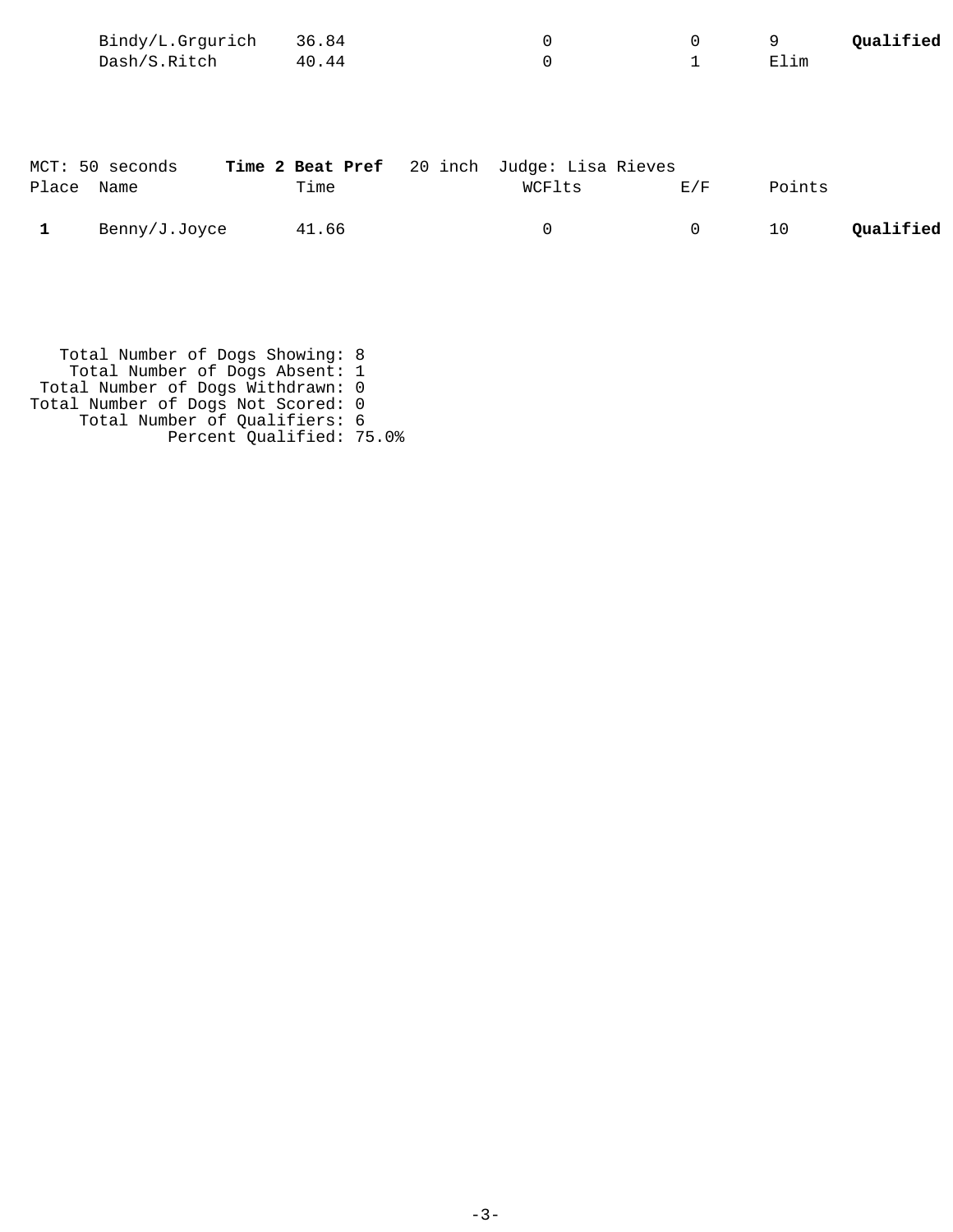| Place | Name | Time | WCFlts | E/F | Points | |
|---|---|---|---|---|---|---|
| | Bindy/L.Grgurich | 36.84 | 0 | 0 | 9 | **Qualified** |
| | Dash/S.Ritch | 40.44 | 0 | 1 | Elim | |

MCT: 50 seconds **Time 2 Beat Pref** 20 inch Judge: Lisa Rieves

| Place | Name | Time | WCFlts | E/F | Points | |
|---|---|---|---|---|---|---|
| **1** | Benny/J.Joyce | 41.66 | 0 | 0 | 10 | **Qualified** |

Total Number of Dogs Showing: 8
Total Number of Dogs Absent: 1
Total Number of Dogs Withdrawn: 0
Total Number of Dogs Not Scored: 0
Total Number of Qualifiers: 6
Percent Qualified: 75.0%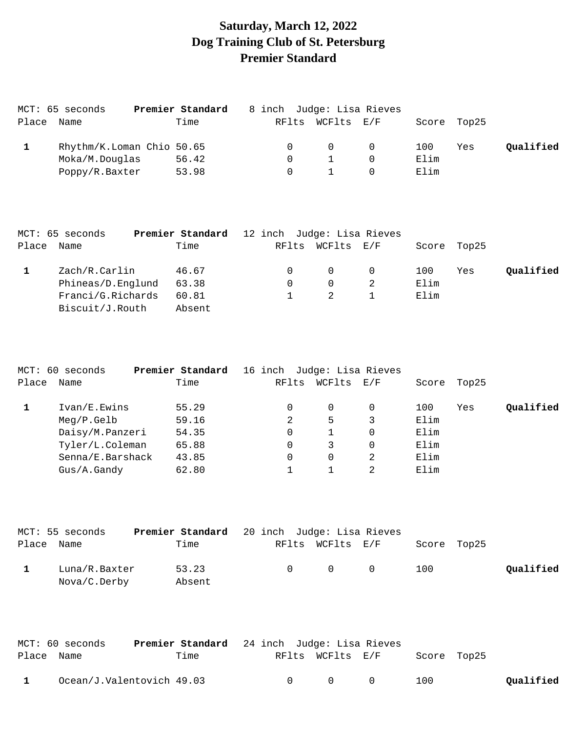# Saturday, March 12, 2022
# Dog Training Club of St. Petersburg
# Premier Standard

MCT: 65 seconds **Premier Standard** 8 inch Judge: Lisa Rieves

| Place | Name | Time | RFlts | WCFlts | E/F | Score | Top25 | |
|---|---|---|---|---|---|---|---|---|
| **1** | Rhythm/K.Loman Chio | 50.65 | 0 | 0 | 0 | 100 | Yes | **Qualified** |
| | Moka/M.Douglas | 56.42 | 0 | 1 | 0 | Elim | | |
| | Poppy/R.Baxter | 53.98 | 0 | 1 | 0 | Elim | | |

MCT: 65 seconds **Premier Standard** 12 inch Judge: Lisa Rieves

| Place | Name | Time | RFlts | WCFlts | E/F | Score | Top25 | |
|---|---|---|---|---|---|---|---|---|
| **1** | Zach/R.Carlin | 46.67 | 0 | 0 | 0 | 100 | Yes | **Qualified** |
| | Phineas/D.Englund | 63.38 | 0 | 0 | 2 | Elim | | |
| | Franci/G.Richards | 60.81 | 1 | 2 | 1 | Elim | | |
| | Biscuit/J.Routh | Absent | | | | | | |

MCT: 60 seconds **Premier Standard** 16 inch Judge: Lisa Rieves

| Place | Name | Time | RFlts | WCFlts | E/F | Score | Top25 | |
|---|---|---|---|---|---|---|---|---|
| **1** | Ivan/E.Ewins | 55.29 | 0 | 0 | 0 | 100 | Yes | **Qualified** |
| | Meg/P.Gelb | 59.16 | 2 | 5 | 3 | Elim | | |
| | Daisy/M.Panzeri | 54.35 | 0 | 1 | 0 | Elim | | |
| | Tyler/L.Coleman | 65.88 | 0 | 3 | 0 | Elim | | |
| | Senna/E.Barshack | 43.85 | 0 | 0 | 2 | Elim | | |
| | Gus/A.Gandy | 62.80 | 1 | 1 | 2 | Elim | | |

MCT: 55 seconds **Premier Standard** 20 inch Judge: Lisa Rieves

| Place | Name | Time | RFlts | WCFlts | E/F | Score | Top25 | |
|---|---|---|---|---|---|---|---|---|
| **1** | Luna/R.Baxter | 53.23 | 0 | 0 | 0 | 100 | | **Qualified** |
| | Nova/C.Derby | Absent | | | | | | |

MCT: 60 seconds **Premier Standard** 24 inch Judge: Lisa Rieves

| Place | Name | Time | RFlts | WCFlts | E/F | Score | Top25 | |
|---|---|---|---|---|---|---|---|---|
| **1** | Ocean/J.Valentovich | 49.03 | 0 | 0 | 0 | 100 | | **Qualified** |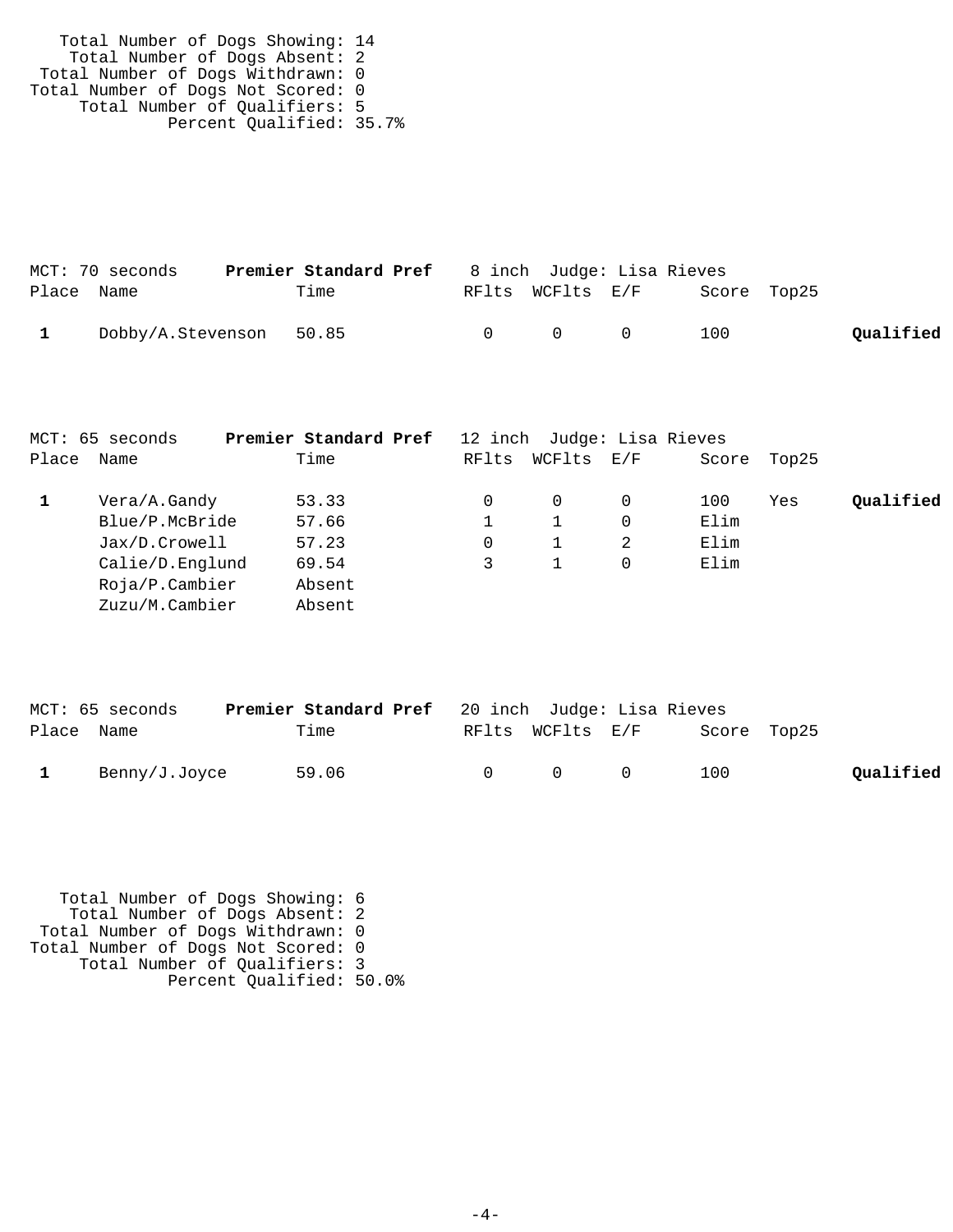Total Number of Dogs Showing: 14
Total Number of Dogs Absent: 2
Total Number of Dogs Withdrawn: 0
Total Number of Dogs Not Scored: 0
Total Number of Qualifiers: 5
Percent Qualified: 35.7%

MCT: 70 seconds **Premier Standard Pref** 8 inch Judge: Lisa Rieves

| Place | Name | Time | RFlts | WCFlts | E/F | Score | Top25 | |
|---|---|---|---|---|---|---|---|---|
| **1** | Dobby/A.Stevenson | 50.85 | 0 | 0 | 0 | 100 | | **Qualified** |

MCT: 65 seconds **Premier Standard Pref** 12 inch Judge: Lisa Rieves

| Place | Name | Time | RFlts | WCFlts | E/F | Score | Top25 | |
|---|---|---|---|---|---|---|---|---|
| **1** | Vera/A.Gandy | 53.33 | 0 | 0 | 0 | 100 | Yes | **Qualified** |
| | Blue/P.McBride | 57.66 | 1 | 1 | 0 | Elim | | |
| | Jax/D.Crowell | 57.23 | 0 | 1 | 2 | Elim | | |
| | Calie/D.Englund | 69.54 | 3 | 1 | 0 | Elim | | |
| | Roja/P.Cambier | Absent | | | | | | |
| | Zuzu/M.Cambier | Absent | | | | | | |

MCT: 65 seconds **Premier Standard Pref** 20 inch Judge: Lisa Rieves

| Place | Name | Time | RFlts | WCFlts | E/F | Score | Top25 | |
|---|---|---|---|---|---|---|---|---|
| **1** | Benny/J.Joyce | 59.06 | 0 | 0 | 0 | 100 | | **Qualified** |

Total Number of Dogs Showing: 6
Total Number of Dogs Absent: 2
Total Number of Dogs Withdrawn: 0
Total Number of Dogs Not Scored: 0
Total Number of Qualifiers: 3
Percent Qualified: 50.0%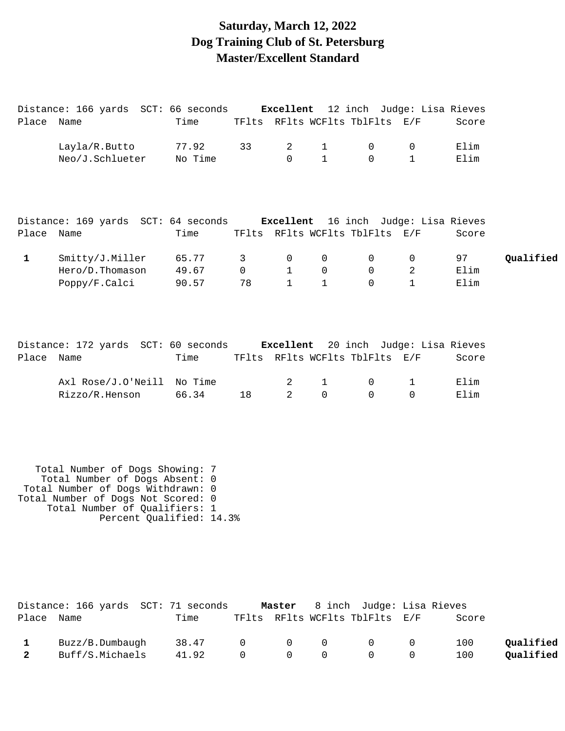# Saturday, March 12, 2022
# Dog Training Club of St. Petersburg
# Master/Excellent Standard

Distance: 166 yards  SCT: 66 seconds  **Excellent**  12 inch  Judge: Lisa Rieves

| Place | Name | Time | TFlts | RFlts | WCFlts | TblFlts | E/F | Score | |
|---|---|---|---|---|---|---|---|---|---|
| | Layla/R.Butto | 77.92 | 33 | 2 | 1 | 0 | 0 | Elim | |
| | Neo/J.Schlueter | No Time | | 0 | 1 | 0 | 1 | Elim | |

Distance: 169 yards  SCT: 64 seconds  **Excellent**  16 inch  Judge: Lisa Rieves

| Place | Name | Time | TFlts | RFlts | WCFlts | TblFlts | E/F | Score | |
|---|---|---|---|---|---|---|---|---|---|
| **1** | Smitty/J.Miller | 65.77 | 3 | 0 | 0 | 0 | 0 | 97 | **Qualified** |
| | Hero/D.Thomason | 49.67 | 0 | 1 | 0 | 0 | 2 | Elim | |
| | Poppy/F.Calci | 90.57 | 78 | 1 | 1 | 0 | 1 | Elim | |

Distance: 172 yards  SCT: 60 seconds  **Excellent**  20 inch  Judge: Lisa Rieves

| Place | Name | Time | TFlts | RFlts | WCFlts | TblFlts | E/F | Score | |
|---|---|---|---|---|---|---|---|---|---|
| | Axl Rose/J.O'Neill | No Time | | 2 | 1 | 0 | 1 | Elim | |
| | Rizzo/R.Henson | 66.34 | 18 | 2 | 0 | 0 | 0 | Elim | |

Total Number of Dogs Showing: 7
Total Number of Dogs Absent: 0
Total Number of Dogs Withdrawn: 0
Total Number of Dogs Not Scored: 0
Total Number of Qualifiers: 1
Percent Qualified: 14.3%

Distance: 166 yards  SCT: 71 seconds  **Master**  8 inch  Judge: Lisa Rieves

| Place | Name | Time | TFlts | RFlts | WCFlts | TblFlts | E/F | Score | |
|---|---|---|---|---|---|---|---|---|---|
| **1** | Buzz/B.Dumbaugh | 38.47 | 0 | 0 | 0 | 0 | 0 | 100 | **Qualified** |
| **2** | Buff/S.Michaels | 41.92 | 0 | 0 | 0 | 0 | 0 | 100 | **Qualified** |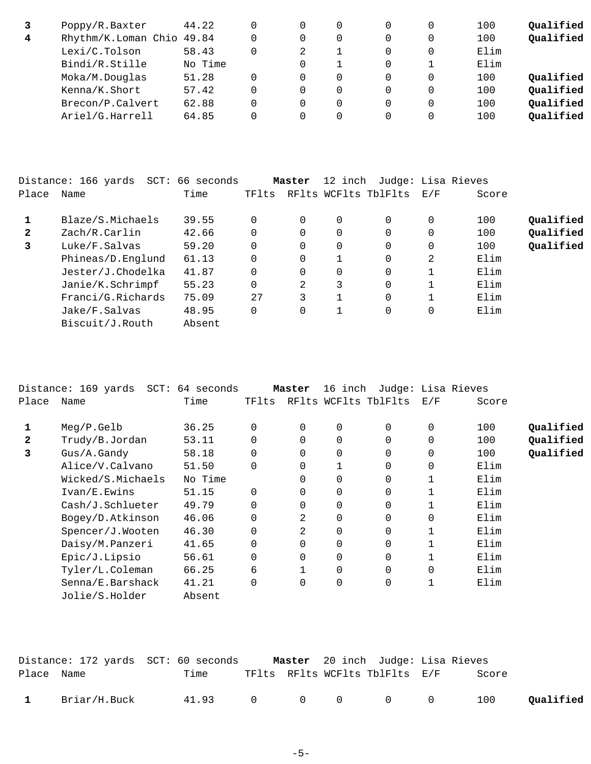| Place | Name | Time | TFlts | RFlts | WCFlts | TblFlts | E/F | Score | |
|---|---|---|---|---|---|---|---|---|---|
| **3** | Poppy/R.Baxter | 44.22 | 0 | 0 | 0 | 0 | 0 | 100 | **Qualified** |
| **4** | Rhythm/K.Loman Chio | 49.84 | 0 | 0 | 0 | 0 | 0 | 100 | **Qualified** |
| | Lexi/C.Tolson | 58.43 | 0 | 2 | 1 | 0 | 0 | Elim | |
| | Bindi/R.Stille | No Time | | 0 | 1 | 0 | 1 | Elim | |
| | Moka/M.Douglas | 51.28 | 0 | 0 | 0 | 0 | 0 | 100 | **Qualified** |
| | Kenna/K.Short | 57.42 | 0 | 0 | 0 | 0 | 0 | 100 | **Qualified** |
| | Brecon/P.Calvert | 62.88 | 0 | 0 | 0 | 0 | 0 | 100 | **Qualified** |
| | Ariel/G.Harrell | 64.85 | 0 | 0 | 0 | 0 | 0 | 100 | **Qualified** |

Distance: 166 yards SCT: 66 seconds **Master** 12 inch Judge: Lisa Rieves

| Place | Name | Time | TFlts | RFlts | WCFlts | TblFlts | E/F | Score | |
|---|---|---|---|---|---|---|---|---|---|
| **1** | Blaze/S.Michaels | 39.55 | 0 | 0 | 0 | 0 | 0 | 100 | **Qualified** |
| **2** | Zach/R.Carlin | 42.66 | 0 | 0 | 0 | 0 | 0 | 100 | **Qualified** |
| **3** | Luke/F.Salvas | 59.20 | 0 | 0 | 0 | 0 | 0 | 100 | **Qualified** |
| | Phineas/D.Englund | 61.13 | 0 | 0 | 1 | 0 | 2 | Elim | |
| | Jester/J.Chodelka | 41.87 | 0 | 0 | 0 | 0 | 1 | Elim | |
| | Janie/K.Schrimpf | 55.23 | 0 | 2 | 3 | 0 | 1 | Elim | |
| | Franci/G.Richards | 75.09 | 27 | 3 | 1 | 0 | 1 | Elim | |
| | Jake/F.Salvas | 48.95 | 0 | 0 | 1 | 0 | 0 | Elim | |
| | Biscuit/J.Routh | Absent | | | | | | | |

Distance: 169 yards SCT: 64 seconds **Master** 16 inch Judge: Lisa Rieves

| Place | Name | Time | TFlts | RFlts | WCFlts | TblFlts | E/F | Score | |
|---|---|---|---|---|---|---|---|---|---|
| **1** | Meg/P.Gelb | 36.25 | 0 | 0 | 0 | 0 | 0 | 100 | **Qualified** |
| **2** | Trudy/B.Jordan | 53.11 | 0 | 0 | 0 | 0 | 0 | 100 | **Qualified** |
| **3** | Gus/A.Gandy | 58.18 | 0 | 0 | 0 | 0 | 0 | 100 | **Qualified** |
| | Alice/V.Calvano | 51.50 | 0 | 0 | 1 | 0 | 0 | Elim | |
| | Wicked/S.Michaels | No Time | | 0 | 0 | 0 | 1 | Elim | |
| | Ivan/E.Ewins | 51.15 | 0 | 0 | 0 | 0 | 1 | Elim | |
| | Cash/J.Schlueter | 49.79 | 0 | 0 | 0 | 0 | 1 | Elim | |
| | Bogey/D.Atkinson | 46.06 | 0 | 2 | 0 | 0 | 0 | Elim | |
| | Spencer/J.Wooten | 46.30 | 0 | 2 | 0 | 0 | 1 | Elim | |
| | Daisy/M.Panzeri | 41.65 | 0 | 0 | 0 | 0 | 1 | Elim | |
| | Epic/J.Lipsio | 56.61 | 0 | 0 | 0 | 0 | 1 | Elim | |
| | Tyler/L.Coleman | 66.25 | 6 | 1 | 0 | 0 | 0 | Elim | |
| | Senna/E.Barshack | 41.21 | 0 | 0 | 0 | 0 | 1 | Elim | |
| | Jolie/S.Holder | Absent | | | | | | | |

Distance: 172 yards SCT: 60 seconds **Master** 20 inch Judge: Lisa Rieves

| Place | Name | Time | TFlts | RFlts | WCFlts | TblFlts | E/F | Score | |
|---|---|---|---|---|---|---|---|---|---|
| **1** | Briar/H.Buck | 41.93 | 0 | 0 | 0 | 0 | 0 | 100 | **Qualified** |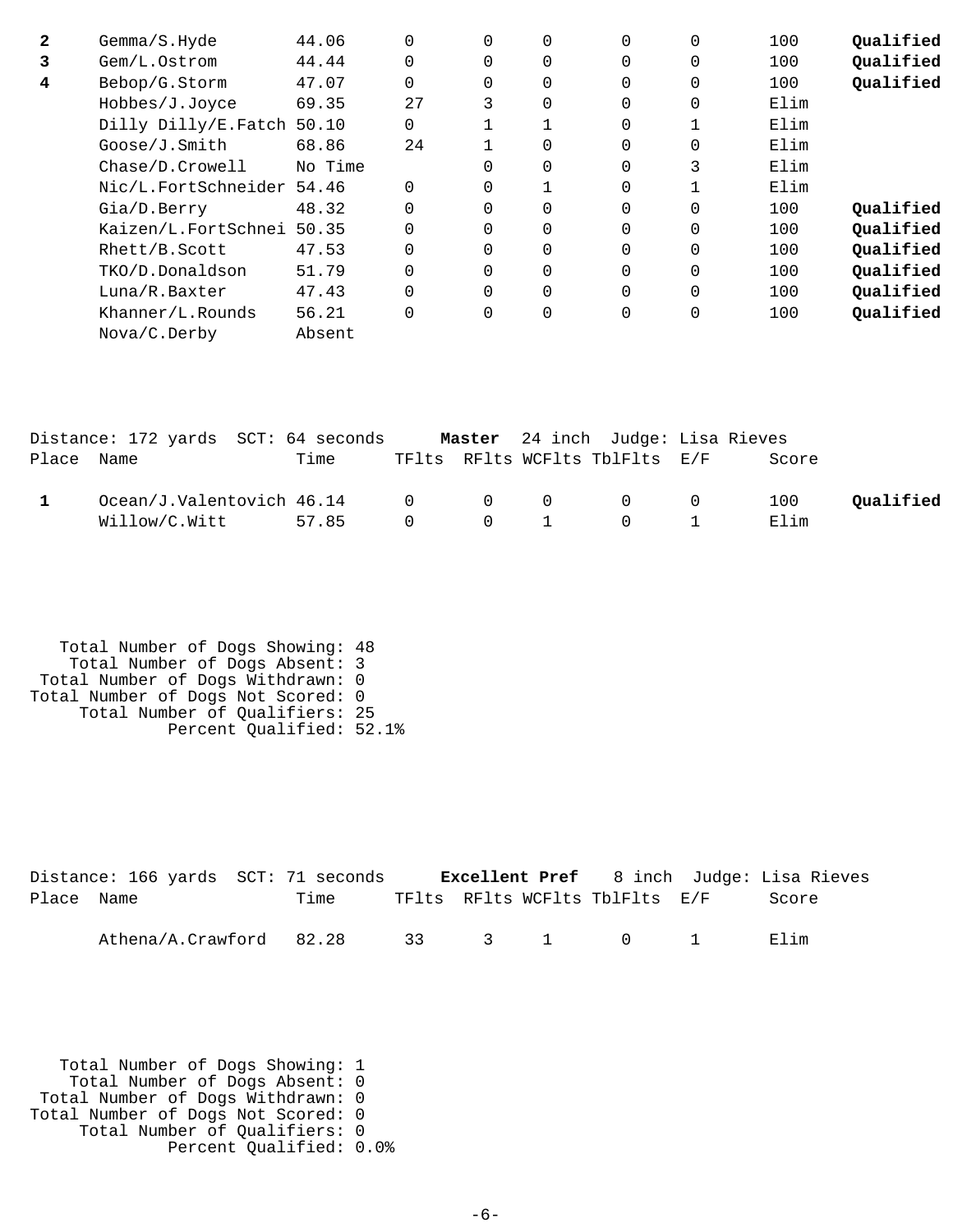| Place | Name | Time | TFlts | RFlts | WCFlts | TblFlts | E/F | Score | |
|---|---|---|---|---|---|---|---|---|---|
| **2** | Gemma/S.Hyde | 44.06 | 0 | 0 | 0 | 0 | 0 | 100 | **Qualified** |
| **3** | Gem/L.Ostrom | 44.44 | 0 | 0 | 0 | 0 | 0 | 100 | **Qualified** |
| **4** | Bebop/G.Storm | 47.07 | 0 | 0 | 0 | 0 | 0 | 100 | **Qualified** |
| | Hobbes/J.Joyce | 69.35 | 27 | 3 | 0 | 0 | 0 | Elim | |
| | Dilly Dilly/E.Fatch | 50.10 | 0 | 1 | 1 | 0 | 1 | Elim | |
| | Goose/J.Smith | 68.86 | 24 | 1 | 0 | 0 | 0 | Elim | |
| | Chase/D.Crowell | No Time | | 0 | 0 | 0 | 3 | Elim | |
| | Nic/L.FortSchneider | 54.46 | 0 | 0 | 1 | 0 | 1 | Elim | |
| | Gia/D.Berry | 48.32 | 0 | 0 | 0 | 0 | 0 | 100 | **Qualified** |
| | Kaizen/L.FortSchnei | 50.35 | 0 | 0 | 0 | 0 | 0 | 100 | **Qualified** |
| | Rhett/B.Scott | 47.53 | 0 | 0 | 0 | 0 | 0 | 100 | **Qualified** |
| | TKO/D.Donaldson | 51.79 | 0 | 0 | 0 | 0 | 0 | 100 | **Qualified** |
| | Luna/R.Baxter | 47.43 | 0 | 0 | 0 | 0 | 0 | 100 | **Qualified** |
| | Khanner/L.Rounds | 56.21 | 0 | 0 | 0 | 0 | 0 | 100 | **Qualified** |
| | Nova/C.Derby | Absent | | | | | | | |

Distance: 172 yards SCT: 64 seconds **Master** 24 inch Judge: Lisa Rieves

| Place | Name | Time | TFlts | RFlts | WCFlts | TblFlts | E/F | Score | |
|---|---|---|---|---|---|---|---|---|---|
| **1** | Ocean/J.Valentovich | 46.14 | 0 | 0 | 0 | 0 | 0 | 100 | **Qualified** |
| | Willow/C.Witt | 57.85 | 0 | 0 | 1 | 0 | 1 | Elim | |

Total Number of Dogs Showing: 48
Total Number of Dogs Absent: 3
Total Number of Dogs Withdrawn: 0
Total Number of Dogs Not Scored: 0
Total Number of Qualifiers: 25
Percent Qualified: 52.1%

Distance: 166 yards SCT: 71 seconds **Excellent Pref** 8 inch Judge: Lisa Rieves

| Place | Name | Time | TFlts | RFlts | WCFlts | TblFlts | E/F | Score |
|---|---|---|---|---|---|---|---|---|
| | Athena/A.Crawford | 82.28 | 33 | 3 | 1 | 0 | 1 | Elim |

Total Number of Dogs Showing: 1
Total Number of Dogs Absent: 0
Total Number of Dogs Withdrawn: 0
Total Number of Dogs Not Scored: 0
Total Number of Qualifiers: 0
Percent Qualified: 0.0%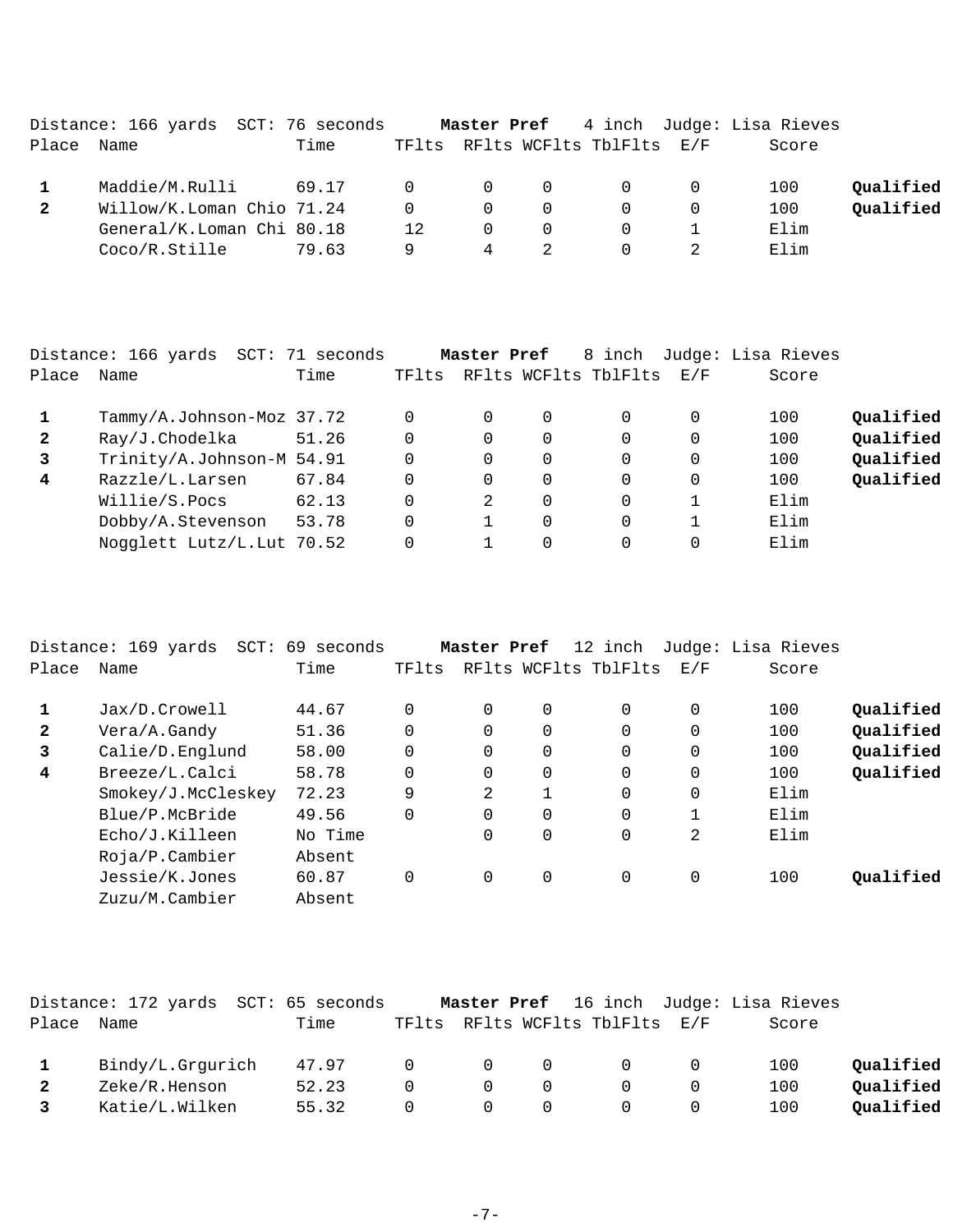Distance: 166 yards  SCT: 76 seconds  **Master Pref**  4 inch  Judge: Lisa Rieves

| Place | Name | Time | TFlts | RFlts | WCFlts | TblFlts | E/F | Score | |
|---|---|---|---|---|---|---|---|---|---|
| **1** | Maddie/M.Rulli | 69.17 | 0 | 0 | 0 | 0 | 0 | 100 | **Qualified** |
| **2** | Willow/K.Loman Chio | 71.24 | 0 | 0 | 0 | 0 | 0 | 100 | **Qualified** |
| | General/K.Loman Chi | 80.18 | 12 | 0 | 0 | 0 | 1 | Elim | |
| | Coco/R.Stille | 79.63 | 9 | 4 | 2 | 0 | 2 | Elim | |

Distance: 166 yards  SCT: 71 seconds  **Master Pref**  8 inch  Judge: Lisa Rieves

| Place | Name | Time | TFlts | RFlts | WCFlts | TblFlts | E/F | Score | |
|---|---|---|---|---|---|---|---|---|---|
| **1** | Tammy/A.Johnson-Moz | 37.72 | 0 | 0 | 0 | 0 | 0 | 100 | **Qualified** |
| **2** | Ray/J.Chodelka | 51.26 | 0 | 0 | 0 | 0 | 0 | 100 | **Qualified** |
| **3** | Trinity/A.Johnson-M | 54.91 | 0 | 0 | 0 | 0 | 0 | 100 | **Qualified** |
| **4** | Razzle/L.Larsen | 67.84 | 0 | 0 | 0 | 0 | 0 | 100 | **Qualified** |
| | Willie/S.Pocs | 62.13 | 0 | 2 | 0 | 0 | 1 | Elim | |
| | Dobby/A.Stevenson | 53.78 | 0 | 1 | 0 | 0 | 1 | Elim | |
| | Nogglett Lutz/L.Lut | 70.52 | 0 | 1 | 0 | 0 | 0 | Elim | |

Distance: 169 yards  SCT: 69 seconds  **Master Pref**  12 inch  Judge: Lisa Rieves

| Place | Name | Time | TFlts | RFlts | WCFlts | TblFlts | E/F | Score | |
|---|---|---|---|---|---|---|---|---|---|
| **1** | Jax/D.Crowell | 44.67 | 0 | 0 | 0 | 0 | 0 | 100 | **Qualified** |
| **2** | Vera/A.Gandy | 51.36 | 0 | 0 | 0 | 0 | 0 | 100 | **Qualified** |
| **3** | Calie/D.Englund | 58.00 | 0 | 0 | 0 | 0 | 0 | 100 | **Qualified** |
| **4** | Breeze/L.Calci | 58.78 | 0 | 0 | 0 | 0 | 0 | 100 | **Qualified** |
| | Smokey/J.McCleskey | 72.23 | 9 | 2 | 1 | 0 | 0 | Elim | |
| | Blue/P.McBride | 49.56 | 0 | 0 | 0 | 0 | 1 | Elim | |
| | Echo/J.Killeen | No Time | | 0 | 0 | 0 | 2 | Elim | |
| | Roja/P.Cambier | Absent | | | | | | | |
| | Jessie/K.Jones | 60.87 | 0 | 0 | 0 | 0 | 0 | 100 | **Qualified** |
| | Zuzu/M.Cambier | Absent | | | | | | | |

Distance: 172 yards  SCT: 65 seconds  **Master Pref**  16 inch  Judge: Lisa Rieves

| Place | Name | Time | TFlts | RFlts | WCFlts | TblFlts | E/F | Score | |
|---|---|---|---|---|---|---|---|---|---|
| **1** | Bindy/L.Grgurich | 47.97 | 0 | 0 | 0 | 0 | 0 | 100 | **Qualified** |
| **2** | Zeke/R.Henson | 52.23 | 0 | 0 | 0 | 0 | 0 | 100 | **Qualified** |
| **3** | Katie/L.Wilken | 55.32 | 0 | 0 | 0 | 0 | 0 | 100 | **Qualified** |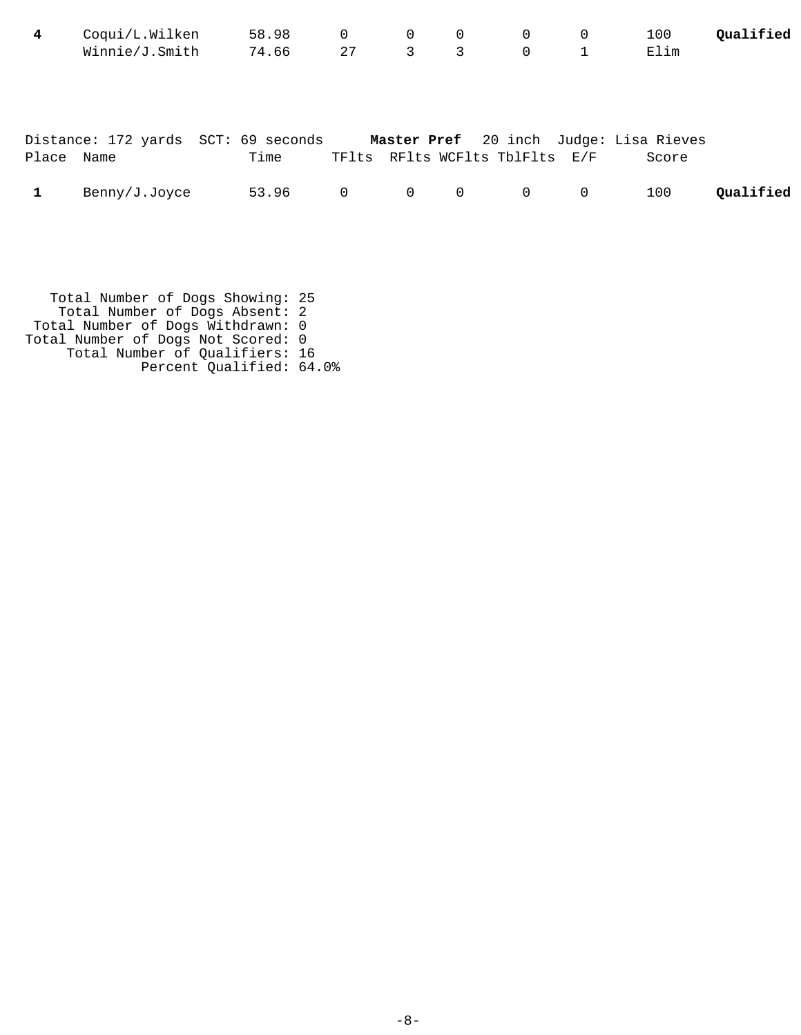| Place | Name | Time | TFlts | RFlts | WCFlts | TblFlts | E/F | Score | |
|---|---|---|---|---|---|---|---|---|---|
| **4** | Coqui/L.Wilken | 58.98 | 0 | 0 | 0 | 0 | 0 | 100 | **Qualified** |
| | Winnie/J.Smith | 74.66 | 27 | 3 | 3 | 0 | 1 | Elim | |

Distance: 172 yards SCT: 69 seconds **Master Pref** 20 inch Judge: Lisa Rieves

| Place | Name | Time | TFlts | RFlts | WCFlts | TblFlts | E/F | Score | |
|---|---|---|---|---|---|---|---|---|---|
| **1** | Benny/J.Joyce | 53.96 | 0 | 0 | 0 | 0 | 0 | 100 | **Qualified** |

Total Number of Dogs Showing: 25
Total Number of Dogs Absent: 2
Total Number of Dogs Withdrawn: 0
Total Number of Dogs Not Scored: 0
Total Number of Qualifiers: 16
Percent Qualified: 64.0%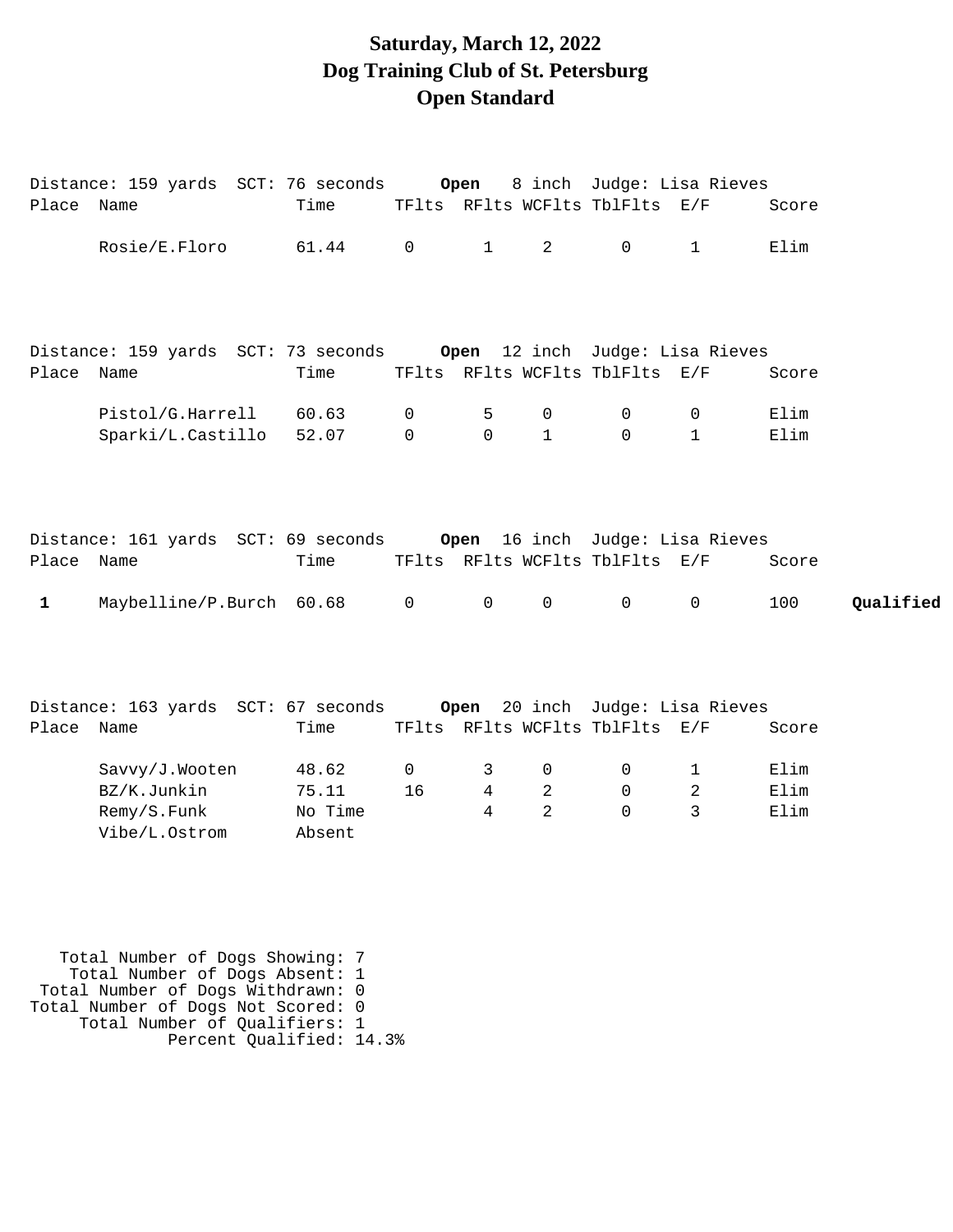# Saturday, March 12, 2022
# Dog Training Club of St. Petersburg
# Open Standard

Distance: 159 yards SCT: 76 seconds **Open** 8 inch Judge: Lisa Rieves

| Place | Name | Time | TFlts | RFlts | WCFlts | TblFlts | E/F | Score | |
|---|---|---|---|---|---|---|---|---|---|
| | Rosie/E.Floro | 61.44 | 0 | 1 | 2 | 0 | 1 | Elim | |

Distance: 159 yards SCT: 73 seconds **Open** 12 inch Judge: Lisa Rieves

| Place | Name | Time | TFlts | RFlts | WCFlts | TblFlts | E/F | Score | |
|---|---|---|---|---|---|---|---|---|---|
| | Pistol/G.Harrell | 60.63 | 0 | 5 | 0 | 0 | 0 | Elim | |
| | Sparki/L.Castillo | 52.07 | 0 | 0 | 1 | 0 | 1 | Elim | |

Distance: 161 yards SCT: 69 seconds **Open** 16 inch Judge: Lisa Rieves

| Place | Name | Time | TFlts | RFlts | WCFlts | TblFlts | E/F | Score | |
|---|---|---|---|---|---|---|---|---|---|
| **1** | Maybelline/P.Burch | 60.68 | 0 | 0 | 0 | 0 | 0 | 100 | **Qualified** |

Distance: 163 yards SCT: 67 seconds **Open** 20 inch Judge: Lisa Rieves

| Place | Name | Time | TFlts | RFlts | WCFlts | TblFlts | E/F | Score | |
|---|---|---|---|---|---|---|---|---|---|
| | Savvy/J.Wooten | 48.62 | 0 | 3 | 0 | 0 | 1 | Elim | |
| | BZ/K.Junkin | 75.11 | 16 | 4 | 2 | 0 | 2 | Elim | |
| | Remy/S.Funk | No Time | | 4 | 2 | 0 | 3 | Elim | |
| | Vibe/L.Ostrom | Absent | | | | | | | |

Total Number of Dogs Showing: 7
Total Number of Dogs Absent: 1
Total Number of Dogs Withdrawn: 0
Total Number of Dogs Not Scored: 0
Total Number of Qualifiers: 1
Percent Qualified: 14.3%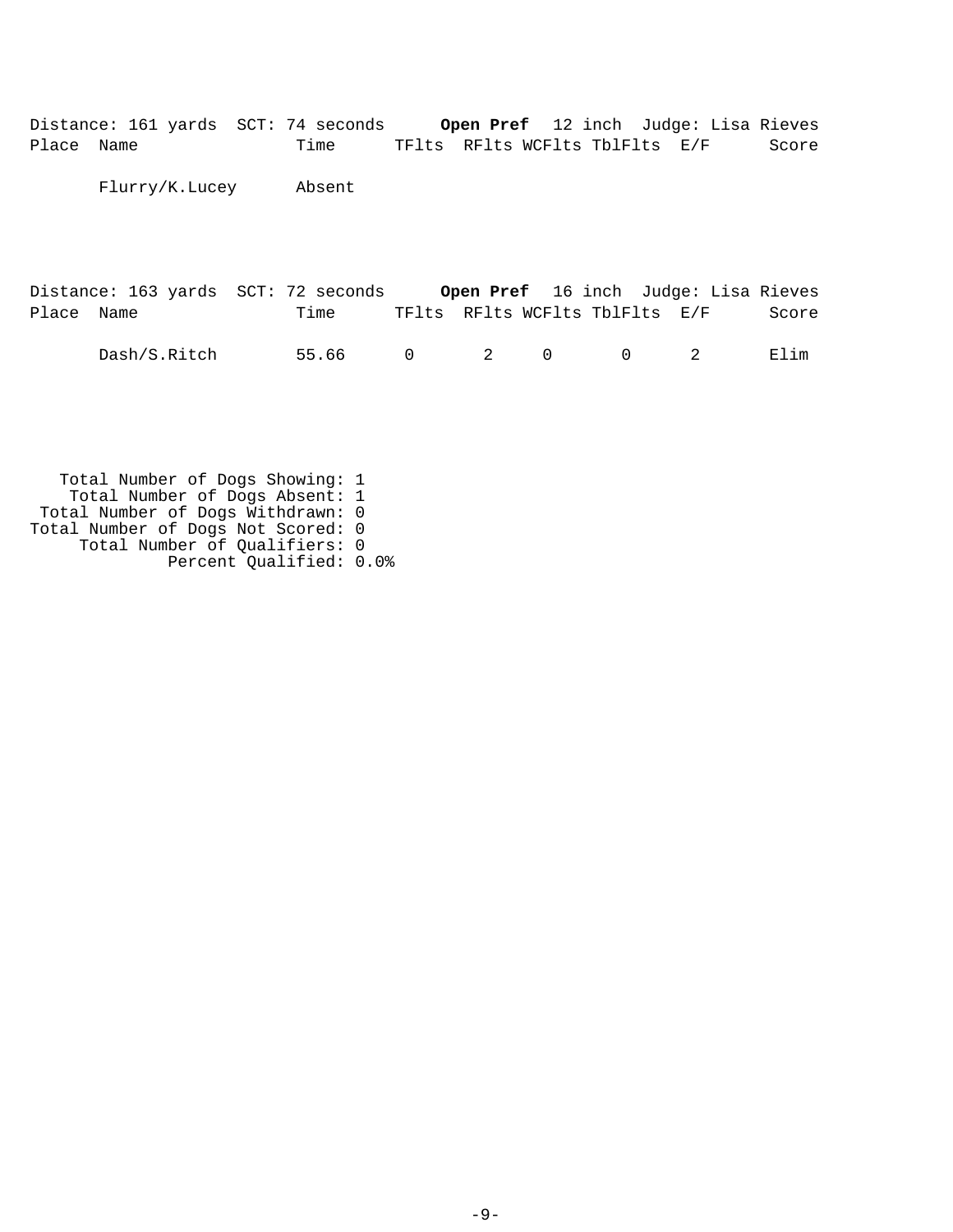Distance: 161 yards SCT: 74 seconds **Open Pref** 12 inch Judge: Lisa Rieves

| Place | Name | Time | TFlts | RFlts | WCFlts | TblFlts | E/F | Score |
|---|---|---|---|---|---|---|---|---|
| | Flurry/K.Lucey | Absent | | | | | | |

Distance: 163 yards SCT: 72 seconds **Open Pref** 16 inch Judge: Lisa Rieves

| Place | Name | Time | TFlts | RFlts | WCFlts | TblFlts | E/F | Score |
|---|---|---|---|---|---|---|---|---|
| | Dash/S.Ritch | 55.66 | 0 | 2 | 0 | 0 | 2 | Elim |

Total Number of Dogs Showing: 1
Total Number of Dogs Absent: 1
Total Number of Dogs Withdrawn: 0
Total Number of Dogs Not Scored: 0
Total Number of Qualifiers: 0
Percent Qualified: 0.0%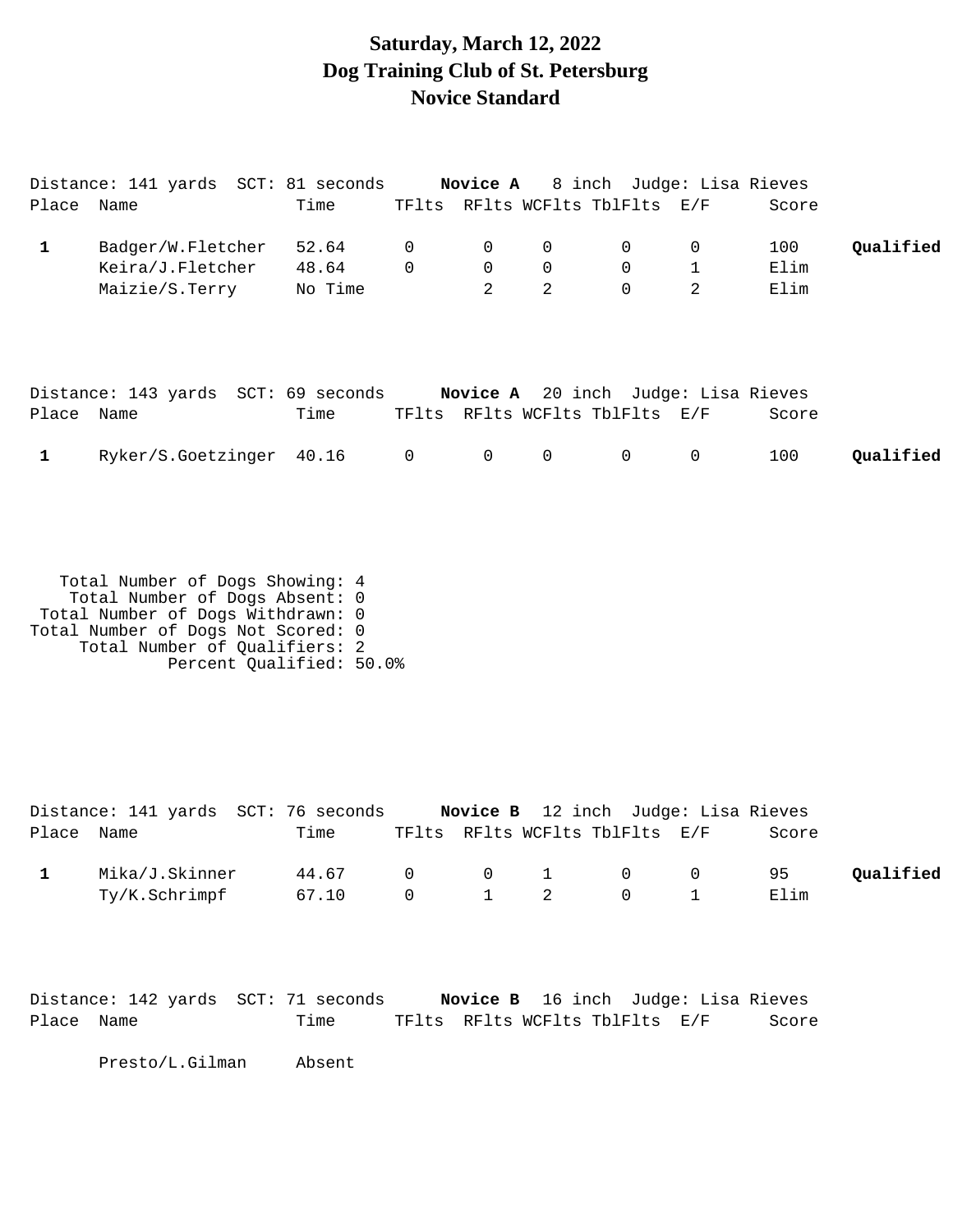# Saturday, March 12, 2022
# Dog Training Club of St. Petersburg
# Novice Standard

Distance: 141 yards  SCT: 81 seconds  **Novice A**  8 inch  Judge: Lisa Rieves

| Place | Name | Time | TFlts | RFlts | WCFlts | TblFlts | E/F | Score | |
|---|---|---|---|---|---|---|---|---|---|
| **1** | Badger/W.Fletcher | 52.64 | 0 | 0 | 0 | 0 | 0 | 100 | **Qualified** |
| | Keira/J.Fletcher | 48.64 | 0 | 0 | 0 | 0 | 1 | Elim | |
| | Maizie/S.Terry | No Time | | 2 | 2 | 0 | 2 | Elim | |

Distance: 143 yards  SCT: 69 seconds  **Novice A**  20 inch  Judge: Lisa Rieves

| Place | Name | Time | TFlts | RFlts | WCFlts | TblFlts | E/F | Score | |
|---|---|---|---|---|---|---|---|---|---|
| **1** | Ryker/S.Goetzinger | 40.16 | 0 | 0 | 0 | 0 | 0 | 100 | **Qualified** |

Total Number of Dogs Showing: 4
Total Number of Dogs Absent: 0
Total Number of Dogs Withdrawn: 0
Total Number of Dogs Not Scored: 0
Total Number of Qualifiers: 2
Percent Qualified: 50.0%

Distance: 141 yards  SCT: 76 seconds  **Novice B**  12 inch  Judge: Lisa Rieves

| Place | Name | Time | TFlts | RFlts | WCFlts | TblFlts | E/F | Score | |
|---|---|---|---|---|---|---|---|---|---|
| **1** | Mika/J.Skinner | 44.67 | 0 | 0 | 1 | 0 | 0 | 95 | **Qualified** |
| | Ty/K.Schrimpf | 67.10 | 0 | 1 | 2 | 0 | 1 | Elim | |

Distance: 142 yards  SCT: 71 seconds  **Novice B**  16 inch  Judge: Lisa Rieves

| Place | Name | Time | TFlts | RFlts | WCFlts | TblFlts | E/F | Score |
|---|---|---|---|---|---|---|---|---|
| | Presto/L.Gilman | Absent | | | | | | |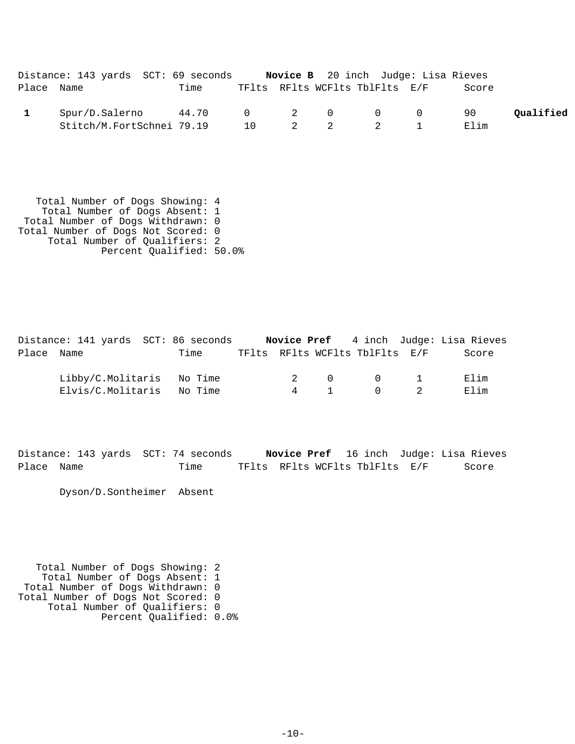Distance: 143 yards  SCT: 69 seconds  **Novice B**  20 inch  Judge: Lisa Rieves

| Place | Name | Time | TFlts | RFlts | WCFlts | TblFlts | E/F | Score | |
|---|---|---|---|---|---|---|---|---|---|
| **1** | Spur/D.Salerno | 44.70 | 0 | 2 | 0 | 0 | 0 | 90 | **Qualified** |
| | Stitch/M.FortSchnei | 79.19 | 10 | 2 | 2 | 2 | 1 | Elim | |

Total Number of Dogs Showing: 4
Total Number of Dogs Absent: 1
Total Number of Dogs Withdrawn: 0
Total Number of Dogs Not Scored: 0
Total Number of Qualifiers: 2
Percent Qualified: 50.0%

Distance: 141 yards  SCT: 86 seconds  **Novice Pref**  4 inch  Judge: Lisa Rieves

| Place | Name | Time | TFlts | RFlts | WCFlts | TblFlts | E/F | Score |
|---|---|---|---|---|---|---|---|---|
| | Libby/C.Molitaris | No Time | | 2 | 0 | 0 | 1 | Elim |
| | Elvis/C.Molitaris | No Time | | 4 | 1 | 0 | 2 | Elim |

Distance: 143 yards  SCT: 74 seconds  **Novice Pref**  16 inch  Judge: Lisa Rieves

| Place | Name | Time | TFlts | RFlts | WCFlts | TblFlts | E/F | Score |
|---|---|---|---|---|---|---|---|---|
| | Dyson/D.Sontheimer | Absent | | | | | | |

Total Number of Dogs Showing: 2
Total Number of Dogs Absent: 1
Total Number of Dogs Withdrawn: 0
Total Number of Dogs Not Scored: 0
Total Number of Qualifiers: 0
Percent Qualified: 0.0%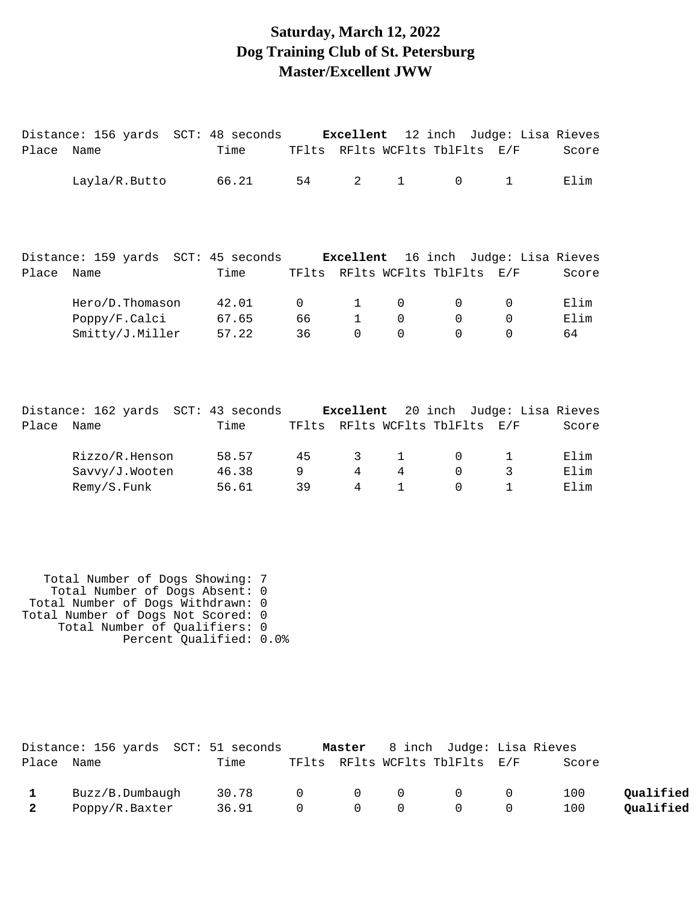# Saturday, March 12, 2022
# Dog Training Club of St. Petersburg
# Master/Excellent JWW

Distance: 156 yards SCT: 48 seconds **Excellent** 12 inch Judge: Lisa Rieves

| Place | Name | Time | TFlts | RFlts | WCFlts | TblFlts | E/F | Score |
|---|---|---|---|---|---|---|---|---|
| | Layla/R.Butto | 66.21 | 54 | 2 | 1 | 0 | 1 | Elim |

Distance: 159 yards SCT: 45 seconds **Excellent** 16 inch Judge: Lisa Rieves

| Place | Name | Time | TFlts | RFlts | WCFlts | TblFlts | E/F | Score |
|---|---|---|---|---|---|---|---|---|
| | Hero/D.Thomason | 42.01 | 0 | 1 | 0 | 0 | 0 | Elim |
| | Poppy/F.Calci | 67.65 | 66 | 1 | 0 | 0 | 0 | Elim |
| | Smitty/J.Miller | 57.22 | 36 | 0 | 0 | 0 | 0 | 64 |

Distance: 162 yards SCT: 43 seconds **Excellent** 20 inch Judge: Lisa Rieves

| Place | Name | Time | TFlts | RFlts | WCFlts | TblFlts | E/F | Score |
|---|---|---|---|---|---|---|---|---|
| | Rizzo/R.Henson | 58.57 | 45 | 3 | 1 | 0 | 1 | Elim |
| | Savvy/J.Wooten | 46.38 | 9 | 4 | 4 | 0 | 3 | Elim |
| | Remy/S.Funk | 56.61 | 39 | 4 | 1 | 0 | 1 | Elim |

Total Number of Dogs Showing: 7
Total Number of Dogs Absent: 0
Total Number of Dogs Withdrawn: 0
Total Number of Dogs Not Scored: 0
Total Number of Qualifiers: 0
Percent Qualified: 0.0%

Distance: 156 yards SCT: 51 seconds **Master** 8 inch Judge: Lisa Rieves

| Place | Name | Time | TFlts | RFlts | WCFlts | TblFlts | E/F | Score | |
|---|---|---|---|---|---|---|---|---|---|
| **1** | Buzz/B.Dumbaugh | 30.78 | 0 | 0 | 0 | 0 | 0 | 100 | **Qualified** |
| **2** | Poppy/R.Baxter | 36.91 | 0 | 0 | 0 | 0 | 0 | 100 | **Qualified** |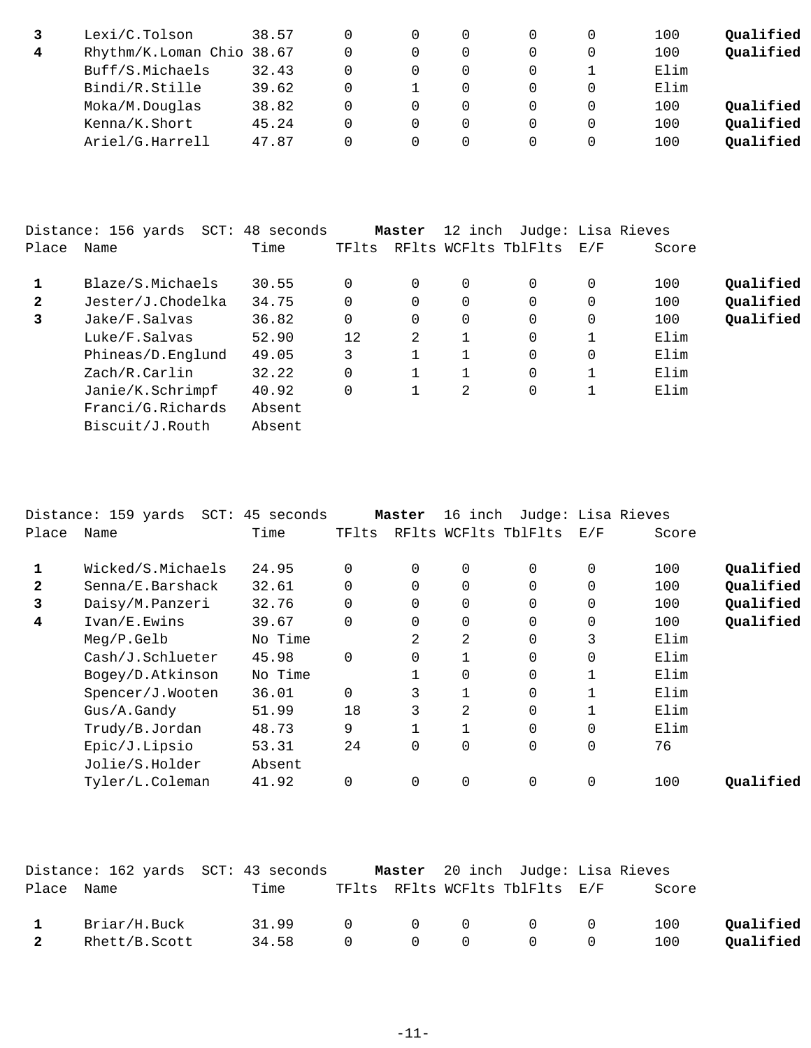| Place | Name | Time | TFlts | RFlts | WCFlts | TblFlts | E/F | Score | |
|---|---|---|---|---|---|---|---|---|---|
| **3** | Lexi/C.Tolson | 38.57 | 0 | 0 | 0 | 0 | 0 | 100 | **Qualified** |
| **4** | Rhythm/K.Loman Chio | 38.67 | 0 | 0 | 0 | 0 | 0 | 100 | **Qualified** |
| | Buff/S.Michaels | 32.43 | 0 | 0 | 0 | 0 | 1 | Elim | |
| | Bindi/R.Stille | 39.62 | 0 | 1 | 0 | 0 | 0 | Elim | |
| | Moka/M.Douglas | 38.82 | 0 | 0 | 0 | 0 | 0 | 100 | **Qualified** |
| | Kenna/K.Short | 45.24 | 0 | 0 | 0 | 0 | 0 | 100 | **Qualified** |
| | Ariel/G.Harrell | 47.87 | 0 | 0 | 0 | 0 | 0 | 100 | **Qualified** |

Distance: 156 yards SCT: 48 seconds **Master** 12 inch Judge: Lisa Rieves

| Place | Name | Time | TFlts | RFlts | WCFlts | TblFlts | E/F | Score | |
|---|---|---|---|---|---|---|---|---|---|
| **1** | Blaze/S.Michaels | 30.55 | 0 | 0 | 0 | 0 | 0 | 100 | **Qualified** |
| **2** | Jester/J.Chodelka | 34.75 | 0 | 0 | 0 | 0 | 0 | 100 | **Qualified** |
| **3** | Jake/F.Salvas | 36.82 | 0 | 0 | 0 | 0 | 0 | 100 | **Qualified** |
| | Luke/F.Salvas | 52.90 | 12 | 2 | 1 | 0 | 1 | Elim | |
| | Phineas/D.Englund | 49.05 | 3 | 1 | 1 | 0 | 0 | Elim | |
| | Zach/R.Carlin | 32.22 | 0 | 1 | 1 | 0 | 1 | Elim | |
| | Janie/K.Schrimpf | 40.92 | 0 | 1 | 2 | 0 | 1 | Elim | |
| | Franci/G.Richards | Absent | | | | | | | |
| | Biscuit/J.Routh | Absent | | | | | | | |

Distance: 159 yards SCT: 45 seconds **Master** 16 inch Judge: Lisa Rieves

| Place | Name | Time | TFlts | RFlts | WCFlts | TblFlts | E/F | Score | |
|---|---|---|---|---|---|---|---|---|---|
| **1** | Wicked/S.Michaels | 24.95 | 0 | 0 | 0 | 0 | 0 | 100 | **Qualified** |
| **2** | Senna/E.Barshack | 32.61 | 0 | 0 | 0 | 0 | 0 | 100 | **Qualified** |
| **3** | Daisy/M.Panzeri | 32.76 | 0 | 0 | 0 | 0 | 0 | 100 | **Qualified** |
| **4** | Ivan/E.Ewins | 39.67 | 0 | 0 | 0 | 0 | 0 | 100 | **Qualified** |
| | Meg/P.Gelb | No Time | | 2 | 2 | 0 | 3 | Elim | |
| | Cash/J.Schlueter | 45.98 | 0 | 0 | 1 | 0 | 0 | Elim | |
| | Bogey/D.Atkinson | No Time | | 1 | 0 | 0 | 1 | Elim | |
| | Spencer/J.Wooten | 36.01 | 0 | 3 | 1 | 0 | 1 | Elim | |
| | Gus/A.Gandy | 51.99 | 18 | 3 | 2 | 0 | 1 | Elim | |
| | Trudy/B.Jordan | 48.73 | 9 | 1 | 1 | 0 | 0 | Elim | |
| | Epic/J.Lipsio | 53.31 | 24 | 0 | 0 | 0 | 0 | 76 | |
| | Jolie/S.Holder | Absent | | | | | | | |
| | Tyler/L.Coleman | 41.92 | 0 | 0 | 0 | 0 | 0 | 100 | **Qualified** |

Distance: 162 yards SCT: 43 seconds **Master** 20 inch Judge: Lisa Rieves

| Place | Name | Time | TFlts | RFlts | WCFlts | TblFlts | E/F | Score | |
|---|---|---|---|---|---|---|---|---|---|
| **1** | Briar/H.Buck | 31.99 | 0 | 0 | 0 | 0 | 0 | 100 | **Qualified** |
| **2** | Rhett/B.Scott | 34.58 | 0 | 0 | 0 | 0 | 0 | 100 | **Qualified** |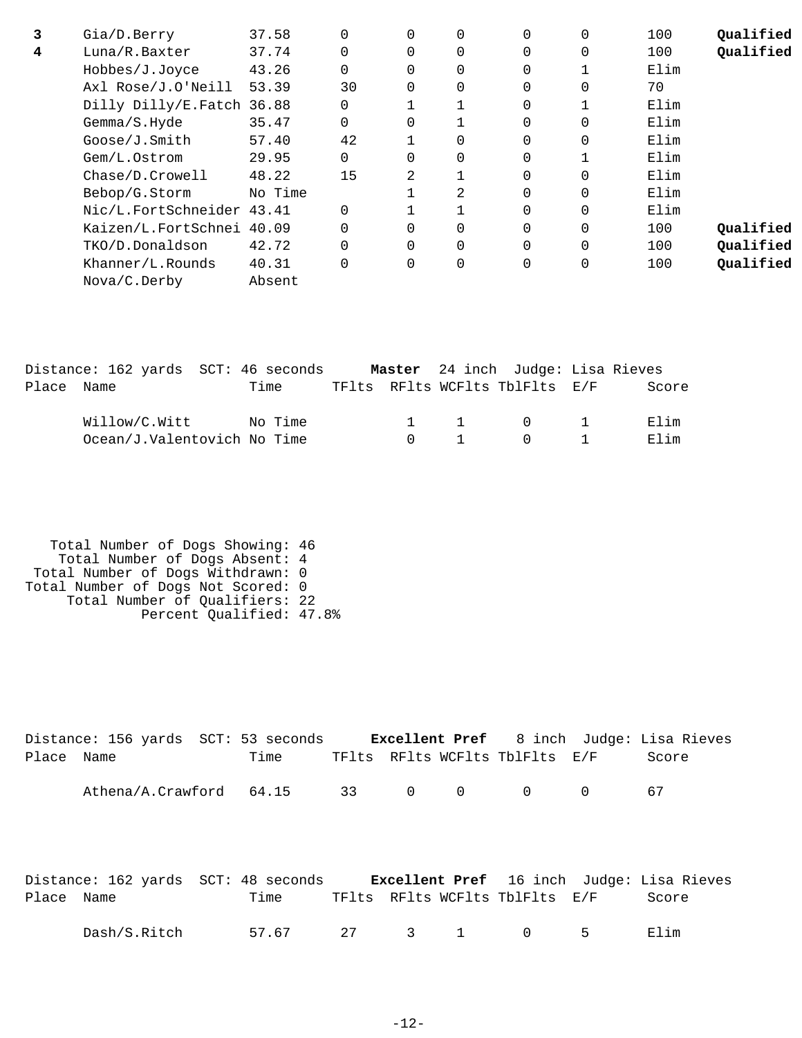| Place | Name | Time | TFlts | RFlts | WCFlts | TblFlts | E/F | Score | |
|---|---|---|---|---|---|---|---|---|---|
| **3** | Gia/D.Berry | 37.58 | 0 | 0 | 0 | 0 | 0 | 100 | **Qualified** |
| **4** | Luna/R.Baxter | 37.74 | 0 | 0 | 0 | 0 | 0 | 100 | **Qualified** |
| | Hobbes/J.Joyce | 43.26 | 0 | 0 | 0 | 0 | 1 | Elim | |
| | Axl Rose/J.O'Neill | 53.39 | 30 | 0 | 0 | 0 | 0 | 70 | |
| | Dilly Dilly/E.Fatch | 36.88 | 0 | 1 | 1 | 0 | 1 | Elim | |
| | Gemma/S.Hyde | 35.47 | 0 | 0 | 1 | 0 | 0 | Elim | |
| | Goose/J.Smith | 57.40 | 42 | 1 | 0 | 0 | 0 | Elim | |
| | Gem/L.Ostrom | 29.95 | 0 | 0 | 0 | 0 | 1 | Elim | |
| | Chase/D.Crowell | 48.22 | 15 | 2 | 1 | 0 | 0 | Elim | |
| | Bebop/G.Storm | No Time | | 1 | 2 | 0 | 0 | Elim | |
| | Nic/L.FortSchneider | 43.41 | 0 | 1 | 1 | 0 | 0 | Elim | |
| | Kaizen/L.FortSchnei | 40.09 | 0 | 0 | 0 | 0 | 0 | 100 | **Qualified** |
| | TKO/D.Donaldson | 42.72 | 0 | 0 | 0 | 0 | 0 | 100 | **Qualified** |
| | Khanner/L.Rounds | 40.31 | 0 | 0 | 0 | 0 | 0 | 100 | **Qualified** |
| | Nova/C.Derby | Absent | | | | | | | |

Distance: 162 yards SCT: 46 seconds **Master** 24 inch Judge: Lisa Rieves

| Place | Name | Time | TFlts | RFlts | WCFlts | TblFlts | E/F | Score |
|---|---|---|---|---|---|---|---|---|
| | Willow/C.Witt | No Time | | 1 | 1 | 0 | 1 | Elim |
| | Ocean/J.Valentovich | No Time | | 0 | 1 | 0 | 1 | Elim |

Total Number of Dogs Showing: 46
Total Number of Dogs Absent: 4
Total Number of Dogs Withdrawn: 0
Total Number of Dogs Not Scored: 0
Total Number of Qualifiers: 22
Percent Qualified: 47.8%

Distance: 156 yards SCT: 53 seconds **Excellent Pref** 8 inch Judge: Lisa Rieves

| Place | Name | Time | TFlts | RFlts | WCFlts | TblFlts | E/F | Score |
|---|---|---|---|---|---|---|---|---|
| | Athena/A.Crawford | 64.15 | 33 | 0 | 0 | 0 | 0 | 67 |

Distance: 162 yards SCT: 48 seconds **Excellent Pref** 16 inch Judge: Lisa Rieves

| Place | Name | Time | TFlts | RFlts | WCFlts | TblFlts | E/F | Score |
|---|---|---|---|---|---|---|---|---|
| | Dash/S.Ritch | 57.67 | 27 | 3 | 1 | 0 | 5 | Elim |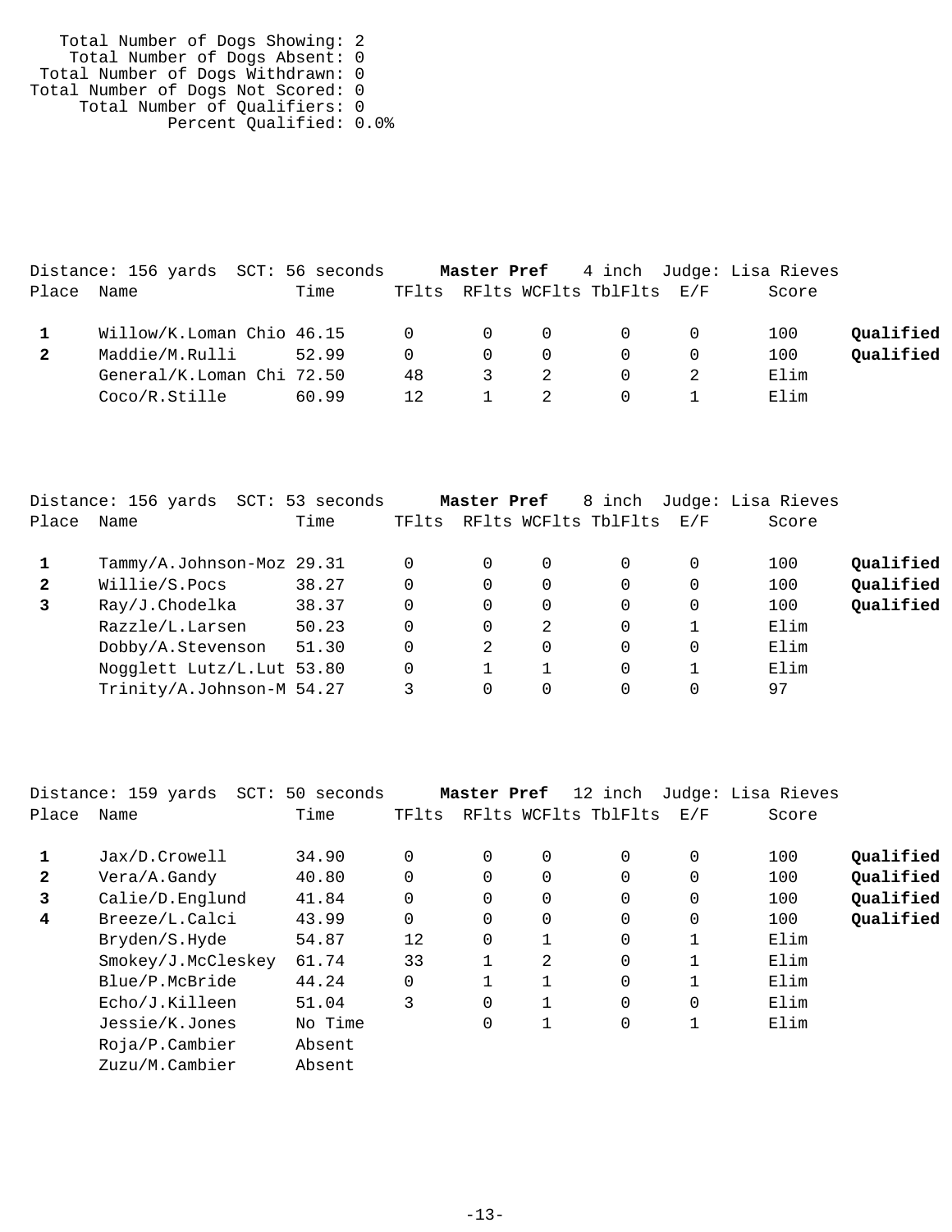Total Number of Dogs Showing: 2
Total Number of Dogs Absent: 0
Total Number of Dogs Withdrawn: 0
Total Number of Dogs Not Scored: 0
Total Number of Qualifiers: 0
Percent Qualified: 0.0%

Distance: 156 yards SCT: 56 seconds **Master Pref** 4 inch Judge: Lisa Rieves

| Place | Name | Time | TFlts | RFlts | WCFlts | TblFlts | E/F | Score | |
|---|---|---|---|---|---|---|---|---|---|
| 1 | Willow/K.Loman Chio | 46.15 | 0 | 0 | 0 | 0 | 0 | 100 | **Qualified** |
| 2 | Maddie/M.Rulli | 52.99 | 0 | 0 | 0 | 0 | 0 | 100 | **Qualified** |
| | General/K.Loman Chi | 72.50 | 48 | 3 | 2 | 0 | 2 | Elim | |
| | Coco/R.Stille | 60.99 | 12 | 1 | 2 | 0 | 1 | Elim | |

Distance: 156 yards SCT: 53 seconds **Master Pref** 8 inch Judge: Lisa Rieves

| Place | Name | Time | TFlts | RFlts | WCFlts | TblFlts | E/F | Score | |
|---|---|---|---|---|---|---|---|---|---|
| 1 | Tammy/A.Johnson-Moz | 29.31 | 0 | 0 | 0 | 0 | 0 | 100 | **Qualified** |
| 2 | Willie/S.Pocs | 38.27 | 0 | 0 | 0 | 0 | 0 | 100 | **Qualified** |
| 3 | Ray/J.Chodelka | 38.37 | 0 | 0 | 0 | 0 | 0 | 100 | **Qualified** |
| | Razzle/L.Larsen | 50.23 | 0 | 0 | 2 | 0 | 1 | Elim | |
| | Dobby/A.Stevenson | 51.30 | 0 | 2 | 0 | 0 | 0 | Elim | |
| | Nogglett Lutz/L.Lut | 53.80 | 0 | 1 | 1 | 0 | 1 | Elim | |
| | Trinity/A.Johnson-M | 54.27 | 3 | 0 | 0 | 0 | 0 | 97 | |

Distance: 159 yards SCT: 50 seconds **Master Pref** 12 inch Judge: Lisa Rieves

| Place | Name | Time | TFlts | RFlts | WCFlts | TblFlts | E/F | Score | |
|---|---|---|---|---|---|---|---|---|---|
| 1 | Jax/D.Crowell | 34.90 | 0 | 0 | 0 | 0 | 0 | 100 | **Qualified** |
| 2 | Vera/A.Gandy | 40.80 | 0 | 0 | 0 | 0 | 0 | 100 | **Qualified** |
| 3 | Calie/D.Englund | 41.84 | 0 | 0 | 0 | 0 | 0 | 100 | **Qualified** |
| 4 | Breeze/L.Calci | 43.99 | 0 | 0 | 0 | 0 | 0 | 100 | **Qualified** |
| | Bryden/S.Hyde | 54.87 | 12 | 0 | 1 | 0 | 1 | Elim | |
| | Smokey/J.McCleskey | 61.74 | 33 | 1 | 2 | 0 | 1 | Elim | |
| | Blue/P.McBride | 44.24 | 0 | 1 | 1 | 0 | 1 | Elim | |
| | Echo/J.Killeen | 51.04 | 3 | 0 | 1 | 0 | 0 | Elim | |
| | Jessie/K.Jones | No Time | | 0 | 1 | 0 | 1 | Elim | |
| | Roja/P.Cambier | Absent | | | | | | | |
| | Zuzu/M.Cambier | Absent | | | | | | | |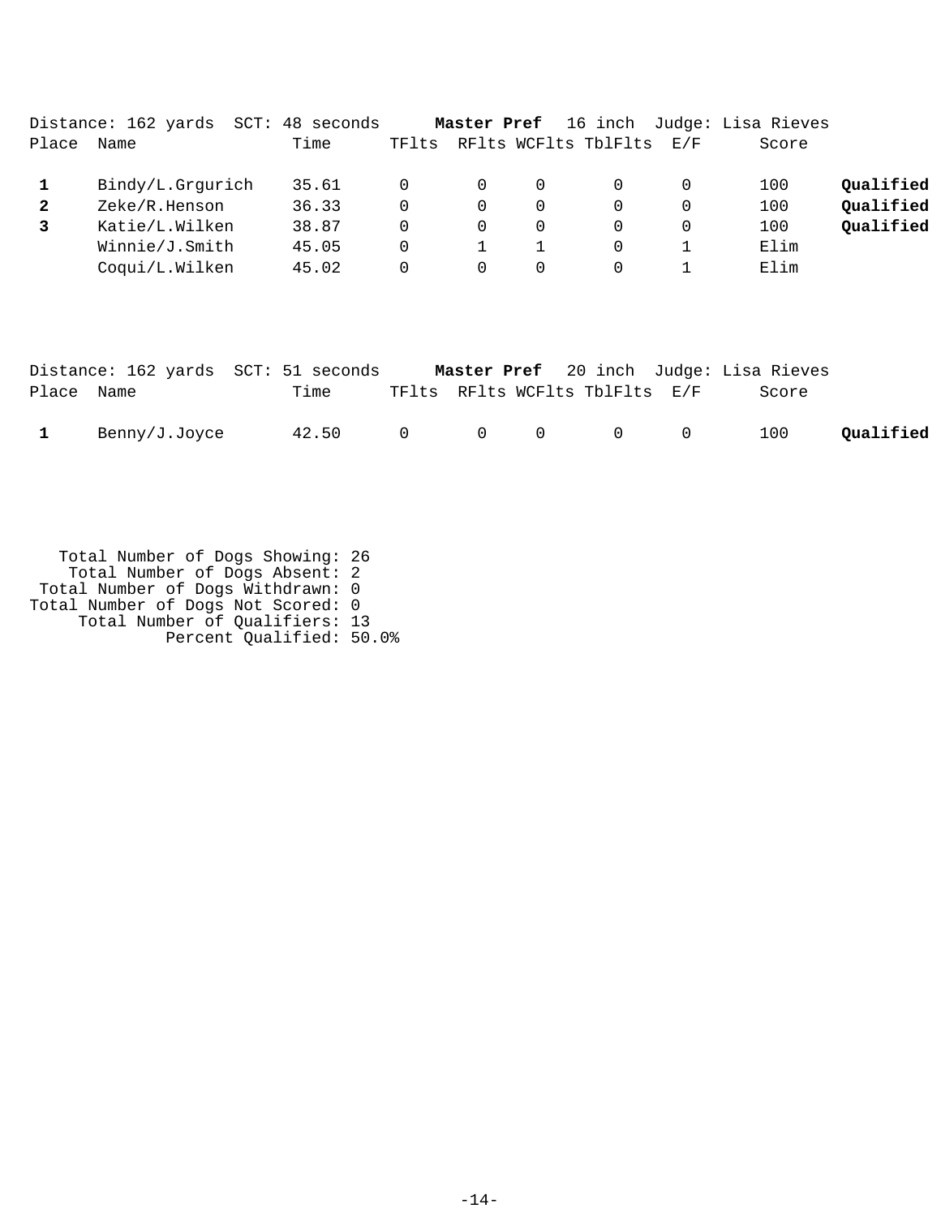Distance: 162 yards  SCT: 48 seconds  **Master Pref**  16 inch  Judge: Lisa Rieves

| Place | Name | Time | TFlts | RFlts | WCFlts | TblFlts | E/F | Score | |
|---|---|---|---|---|---|---|---|---|---|
| **1** | Bindy/L.Grgurich | 35.61 | 0 | 0 | 0 | 0 | 0 | 100 | **Qualified** |
| **2** | Zeke/R.Henson | 36.33 | 0 | 0 | 0 | 0 | 0 | 100 | **Qualified** |
| **3** | Katie/L.Wilken | 38.87 | 0 | 0 | 0 | 0 | 0 | 100 | **Qualified** |
| | Winnie/J.Smith | 45.05 | 0 | 1 | 1 | 0 | 1 | Elim | |
| | Coqui/L.Wilken | 45.02 | 0 | 0 | 0 | 0 | 1 | Elim | |

Distance: 162 yards  SCT: 51 seconds  **Master Pref**  20 inch  Judge: Lisa Rieves

| Place | Name | Time | TFlts | RFlts | WCFlts | TblFlts | E/F | Score | |
|---|---|---|---|---|---|---|---|---|---|
| **1** | Benny/J.Joyce | 42.50 | 0 | 0 | 0 | 0 | 0 | 100 | **Qualified** |

Total Number of Dogs Showing: 26
Total Number of Dogs Absent: 2
Total Number of Dogs Withdrawn: 0
Total Number of Dogs Not Scored: 0
Total Number of Qualifiers: 13
Percent Qualified: 50.0%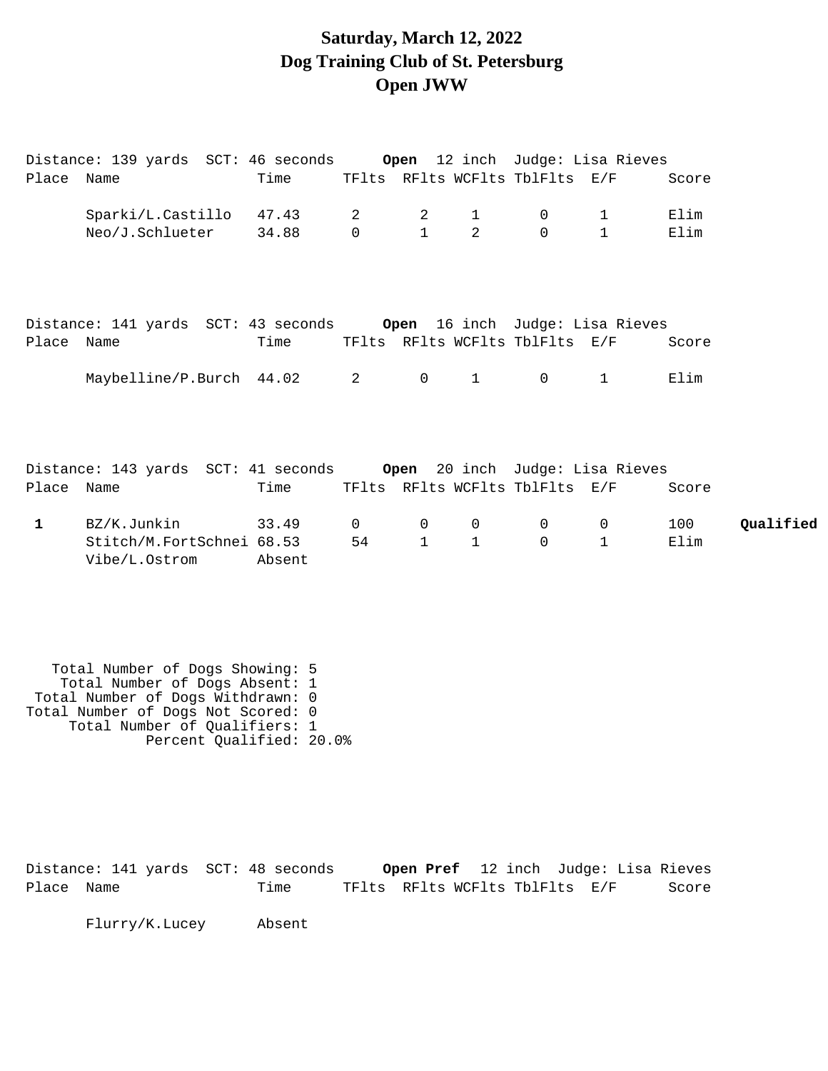# Saturday, March 12, 2022
# Dog Training Club of St. Petersburg
# Open JWW

Distance: 139 yards SCT: 46 seconds **Open** 12 inch Judge: Lisa Rieves

| Place | Name | Time | TFlts | RFlts | WCFlts | TblFlts | E/F | Score | |
|---|---|---|---|---|---|---|---|---|---|
| | Sparki/L.Castillo | 47.43 | 2 | 2 | 1 | 0 | 1 | Elim | |
| | Neo/J.Schlueter | 34.88 | 0 | 1 | 2 | 0 | 1 | Elim | |

Distance: 141 yards SCT: 43 seconds **Open** 16 inch Judge: Lisa Rieves

| Place | Name | Time | TFlts | RFlts | WCFlts | TblFlts | E/F | Score | |
|---|---|---|---|---|---|---|---|---|---|
| | Maybelline/P.Burch | 44.02 | 2 | 0 | 1 | 0 | 1 | Elim | |

Distance: 143 yards SCT: 41 seconds **Open** 20 inch Judge: Lisa Rieves

| Place | Name | Time | TFlts | RFlts | WCFlts | TblFlts | E/F | Score | |
|---|---|---|---|---|---|---|---|---|---|
| **1** | BZ/K.Junkin | 33.49 | 0 | 0 | 0 | 0 | 0 | 100 | **Qualified** |
| | Stitch/M.FortSchnei | 68.53 | 54 | 1 | 1 | 0 | 1 | Elim | |
| | Vibe/L.Ostrom | Absent | | | | | | | |

Total Number of Dogs Showing: 5
Total Number of Dogs Absent: 1
Total Number of Dogs Withdrawn: 0
Total Number of Dogs Not Scored: 0
Total Number of Qualifiers: 1
Percent Qualified: 20.0%

Distance: 141 yards SCT: 48 seconds **Open Pref** 12 inch Judge: Lisa Rieves

| Place | Name | Time | TFlts | RFlts | WCFlts | TblFlts | E/F | Score |
|---|---|---|---|---|---|---|---|---|
| | Flurry/K.Lucey | Absent | | | | | | |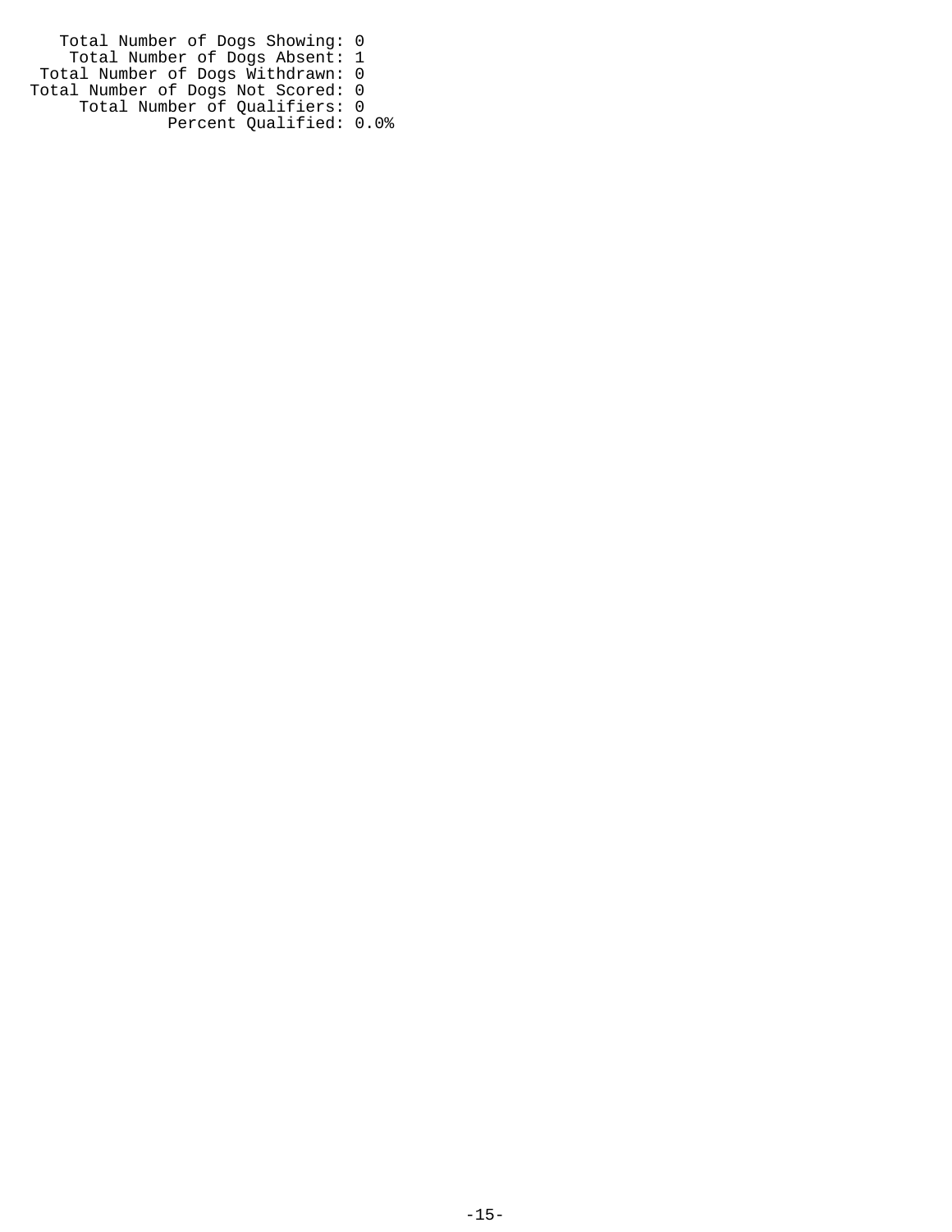Total Number of Dogs Showing: 0
Total Number of Dogs Absent: 1
Total Number of Dogs Withdrawn: 0
Total Number of Dogs Not Scored: 0
Total Number of Qualifiers: 0
Percent Qualified: 0.0%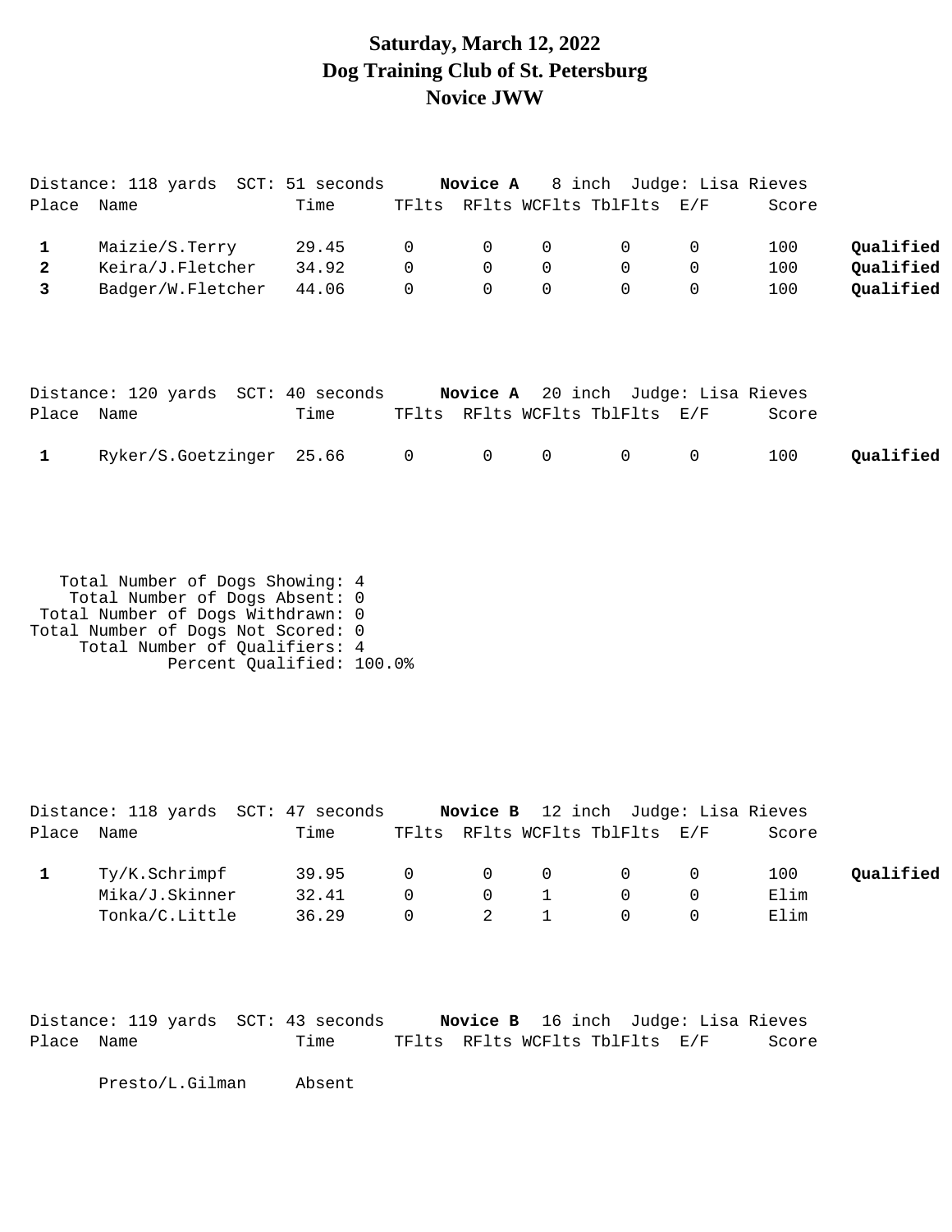# Saturday, March 12, 2022
# Dog Training Club of St. Petersburg
# Novice JWW

Distance: 118 yards SCT: 51 seconds **Novice A** 8 inch Judge: Lisa Rieves

| Place | Name | Time | TFlts | RFlts | WCFlts | TblFlts | E/F | Score | |
|---|---|---|---|---|---|---|---|---|---|
| 1 | Maizie/S.Terry | 29.45 | 0 | 0 | 0 | 0 | 0 | 100 | **Qualified** |
| 2 | Keira/J.Fletcher | 34.92 | 0 | 0 | 0 | 0 | 0 | 100 | **Qualified** |
| 3 | Badger/W.Fletcher | 44.06 | 0 | 0 | 0 | 0 | 0 | 100 | **Qualified** |

Distance: 120 yards SCT: 40 seconds **Novice A** 20 inch Judge: Lisa Rieves

| Place | Name | Time | TFlts | RFlts | WCFlts | TblFlts | E/F | Score | |
|---|---|---|---|---|---|---|---|---|---|
| 1 | Ryker/S.Goetzinger | 25.66 | 0 | 0 | 0 | 0 | 0 | 100 | **Qualified** |

Total Number of Dogs Showing: 4
Total Number of Dogs Absent: 0
Total Number of Dogs Withdrawn: 0
Total Number of Dogs Not Scored: 0
Total Number of Qualifiers: 4
Percent Qualified: 100.0%

Distance: 118 yards SCT: 47 seconds **Novice B** 12 inch Judge: Lisa Rieves

| Place | Name | Time | TFlts | RFlts | WCFlts | TblFlts | E/F | Score | |
|---|---|---|---|---|---|---|---|---|---|
| 1 | Ty/K.Schrimpf | 39.95 | 0 | 0 | 0 | 0 | 0 | 100 | **Qualified** |
| | Mika/J.Skinner | 32.41 | 0 | 0 | 1 | 0 | 0 | Elim | |
| | Tonka/C.Little | 36.29 | 0 | 2 | 1 | 0 | 0 | Elim | |

Distance: 119 yards SCT: 43 seconds **Novice B** 16 inch Judge: Lisa Rieves

| Place | Name | Time | TFlts | RFlts | WCFlts | TblFlts | E/F | Score |
|---|---|---|---|---|---|---|---|---|
| | Presto/L.Gilman | Absent | | | | | | |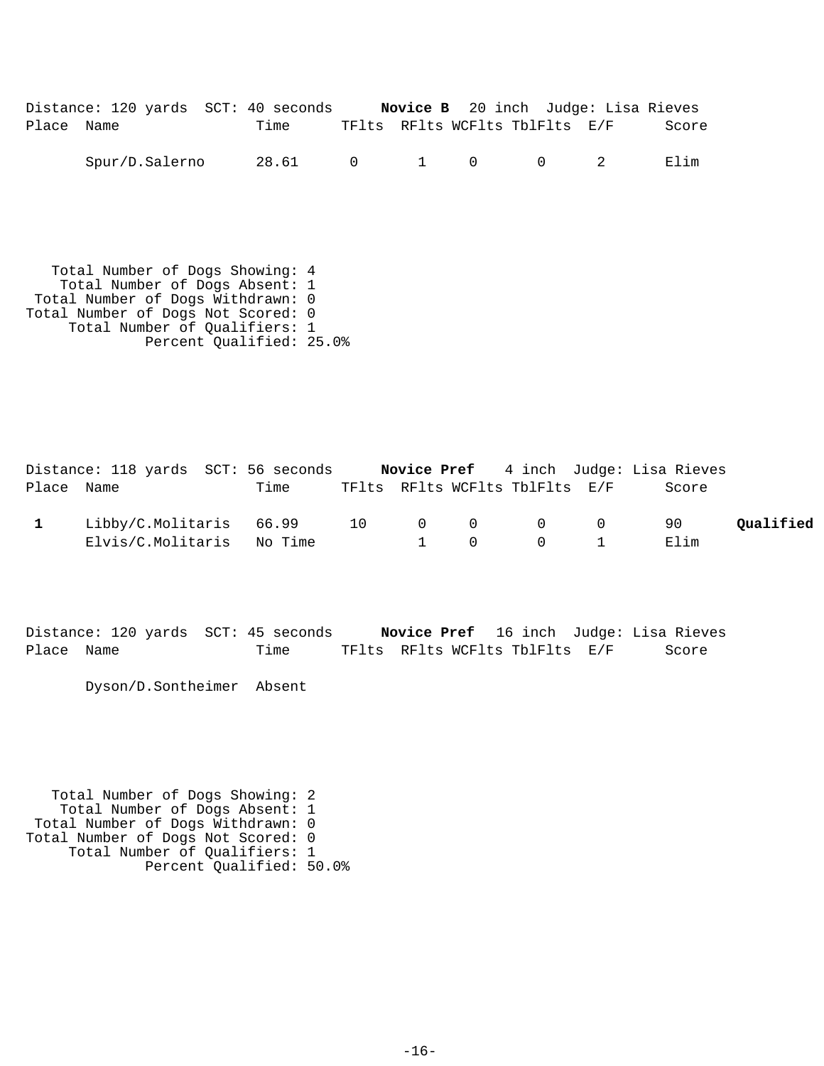Distance: 120 yards  SCT: 40 seconds  **Novice B**  20 inch  Judge: Lisa Rieves

| Place | Name | Time | TFlts | RFlts | WCFlts | TblFlts | E/F | Score |
|---|---|---|---|---|---|---|---|---|
| | Spur/D.Salerno | 28.61 | 0 | 1 | 0 | 0 | 2 | Elim |

Total Number of Dogs Showing: 4
Total Number of Dogs Absent: 1
Total Number of Dogs Withdrawn: 0
Total Number of Dogs Not Scored: 0
Total Number of Qualifiers: 1
Percent Qualified: 25.0%

Distance: 118 yards  SCT: 56 seconds  **Novice Pref**  4 inch  Judge: Lisa Rieves

| Place | Name | Time | TFlts | RFlts | WCFlts | TblFlts | E/F | Score | |
|---|---|---|---|---|---|---|---|---|---|
| **1** | Libby/C.Molitaris | 66.99 | 10 | 0 | 0 | 0 | 0 | 90 | **Qualified** |
| | Elvis/C.Molitaris | No Time | | 1 | 0 | 0 | 1 | Elim | |

Distance: 120 yards  SCT: 45 seconds  **Novice Pref**  16 inch  Judge: Lisa Rieves

| Place | Name | Time | TFlts | RFlts | WCFlts | TblFlts | E/F | Score |
|---|---|---|---|---|---|---|---|---|
| | Dyson/D.Sontheimer | Absent | | | | | | |

Total Number of Dogs Showing: 2
Total Number of Dogs Absent: 1
Total Number of Dogs Withdrawn: 0
Total Number of Dogs Not Scored: 0
Total Number of Qualifiers: 1
Percent Qualified: 50.0%